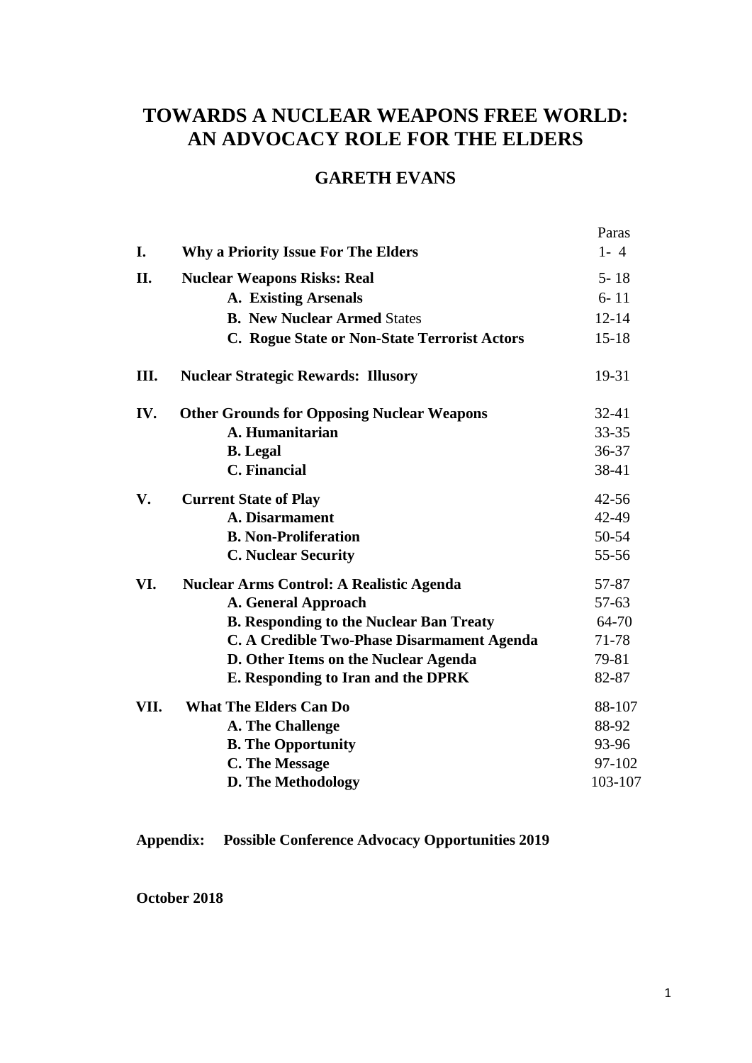# TOWARDS A NUCLEAR WEAPONS FREE WORLD: AN ADVOCACY ROLE FOR THE ELDERS

## GARETH EVANS

| | | Paras |
|---|---|---|
| **I.** | **Why a Priority Issue For The Elders** | 1- 4 |
| **II.** | **Nuclear Weapons Risks: Real** | 5- 18 |
| | **A. Existing Arsenals** | 6- 11 |
| | **B. New Nuclear Armed** States | 12-14 |
| | **C. Rogue State or Non-State Terrorist Actors** | 15-18 |
| **III.** | **Nuclear Strategic Rewards: Illusory** | 19-31 |
| **IV.** | **Other Grounds for Opposing Nuclear Weapons** | 32-41 |
| | **A. Humanitarian** | 33-35 |
| | **B. Legal** | 36-37 |
| | **C. Financial** | 38-41 |
| **V.** | **Current State of Play** | 42-56 |
| | **A. Disarmament** | 42-49 |
| | **B. Non-Proliferation** | 50-54 |
| | **C. Nuclear Security** | 55-56 |
| **VI.** | **Nuclear Arms Control: A Realistic Agenda** | 57-87 |
| | **A. General Approach** | 57-63 |
| | **B. Responding to the Nuclear Ban Treaty** | 64-70 |
| | **C. A Credible Two-Phase Disarmament Agenda** | 71-78 |
| | **D. Other Items on the Nuclear Agenda** | 79-81 |
| | **E. Responding to Iran and the DPRK** | 82-87 |
| **VII.** | **What The Elders Can Do** | 88-107 |
| | **A. The Challenge** | 88-92 |
| | **B. The Opportunity** | 93-96 |
| | **C. The Message** | 97-102 |
| | **D. The Methodology** | 103-107 |

**Appendix: Possible Conference Advocacy Opportunities 2019**

**October 2018**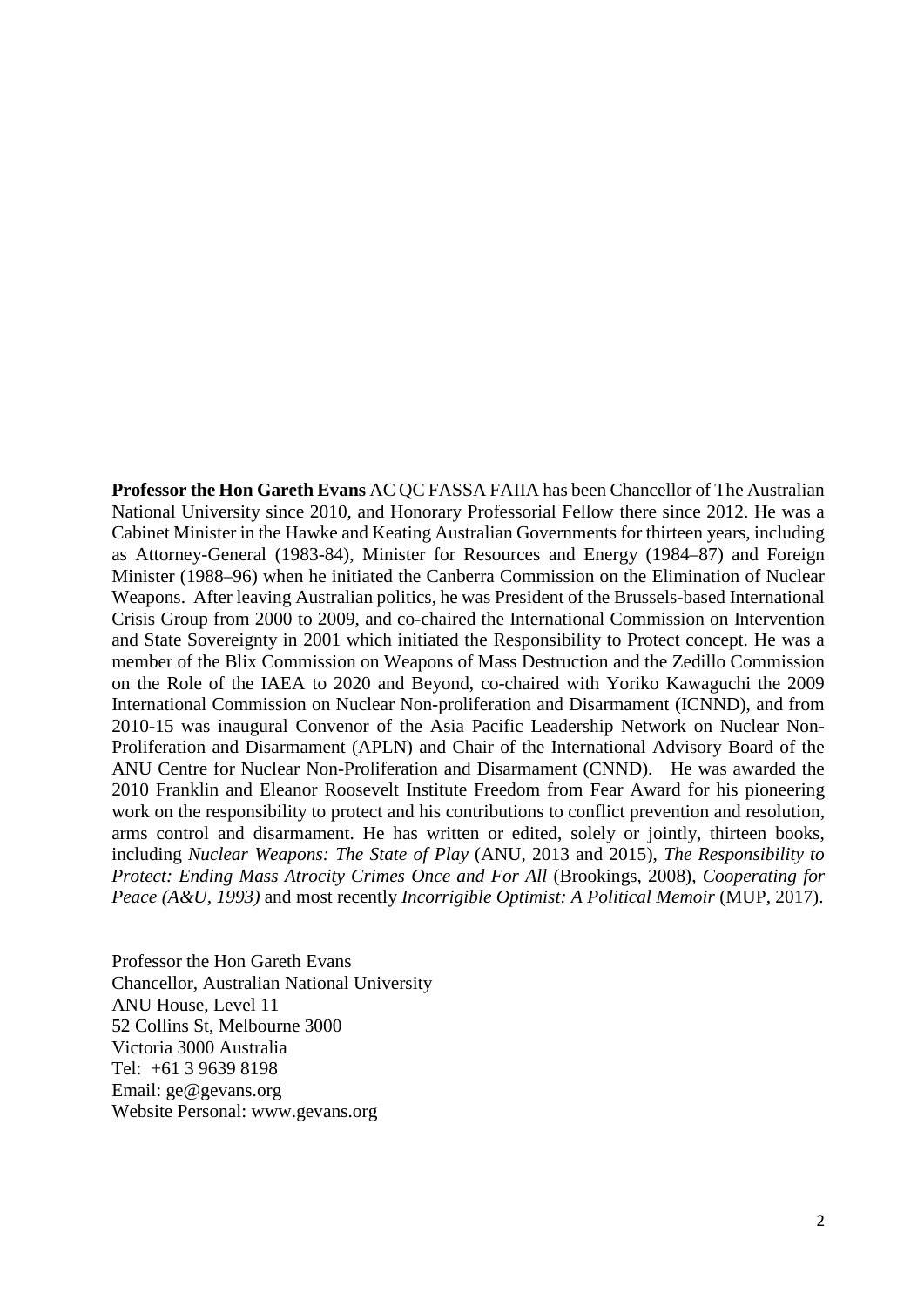**Professor the Hon Gareth Evans** AC QC FASSA FAIIA has been Chancellor of The Australian National University since 2010, and Honorary Professorial Fellow there since 2012. He was a Cabinet Minister in the Hawke and Keating Australian Governments for thirteen years, including as Attorney-General (1983-84), Minister for Resources and Energy (1984–87) and Foreign Minister (1988–96) when he initiated the Canberra Commission on the Elimination of Nuclear Weapons. After leaving Australian politics, he was President of the Brussels-based International Crisis Group from 2000 to 2009, and co-chaired the International Commission on Intervention and State Sovereignty in 2001 which initiated the Responsibility to Protect concept. He was a member of the Blix Commission on Weapons of Mass Destruction and the Zedillo Commission on the Role of the IAEA to 2020 and Beyond, co-chaired with Yoriko Kawaguchi the 2009 International Commission on Nuclear Non-proliferation and Disarmament (ICNND), and from 2010-15 was inaugural Convenor of the Asia Pacific Leadership Network on Nuclear Non-Proliferation and Disarmament (APLN) and Chair of the International Advisory Board of the ANU Centre for Nuclear Non-Proliferation and Disarmament (CNND). He was awarded the 2010 Franklin and Eleanor Roosevelt Institute Freedom from Fear Award for his pioneering work on the responsibility to protect and his contributions to conflict prevention and resolution, arms control and disarmament. He has written or edited, solely or jointly, thirteen books, including *Nuclear Weapons: The State of Play* (ANU, 2013 and 2015), *The Responsibility to Protect: Ending Mass Atrocity Crimes Once and For All* (Brookings, 2008), *Cooperating for Peace (A&U, 1993)* and most recently *Incorrigible Optimist: A Political Memoir* (MUP, 2017).

Professor the Hon Gareth Evans
Chancellor, Australian National University
ANU House, Level 11
52 Collins St, Melbourne 3000
Victoria 3000 Australia
Tel: +61 3 9639 8198
Email: ge@gevans.org
Website Personal: www.gevans.org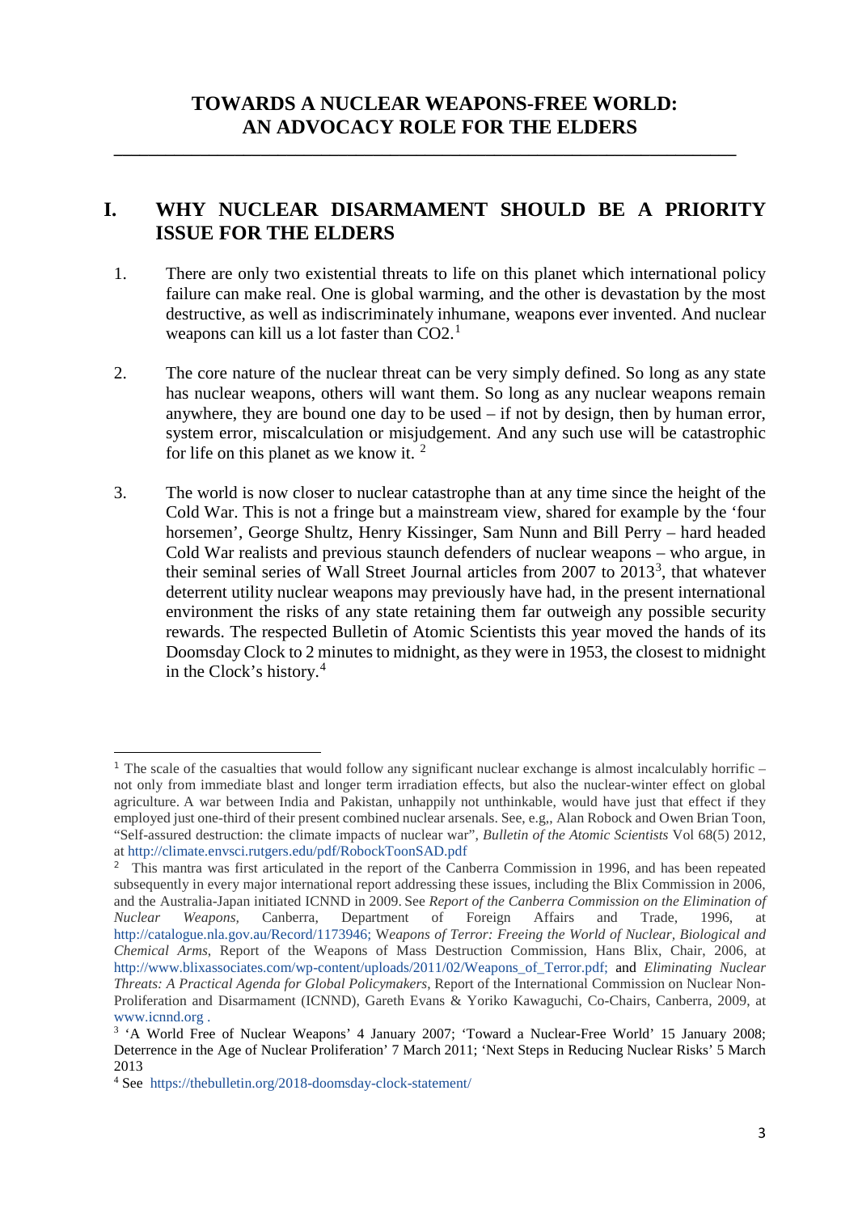# TOWARDS A NUCLEAR WEAPONS-FREE WORLD: AN ADVOCACY ROLE FOR THE ELDERS

---

## I. WHY NUCLEAR DISARMAMENT SHOULD BE A PRIORITY ISSUE FOR THE ELDERS

1. There are only two existential threats to life on this planet which international policy failure can make real. One is global warming, and the other is devastation by the most destructive, as well as indiscriminately inhumane, weapons ever invented. And nuclear weapons can kill us a lot faster than $CO_2$.[1]

2. The core nature of the nuclear threat can be very simply defined. So long as any state has nuclear weapons, others will want them. So long as any nuclear weapons remain anywhere, they are bound one day to be used – if not by design, then by human error, system error, miscalculation or misjudgement. And any such use will be catastrophic for life on this planet as we know it. [2]

3. The world is now closer to nuclear catastrophe than at any time since the height of the Cold War. This is not a fringe but a mainstream view, shared for example by the 'four horsemen', George Shultz, Henry Kissinger, Sam Nunn and Bill Perry – hard headed Cold War realists and previous staunch defenders of nuclear weapons – who argue, in their seminal series of Wall Street Journal articles from 2007 to 2013[3], that whatever deterrent utility nuclear weapons may previously have had, in the present international environment the risks of any state retaining them far outweigh any possible security rewards. The respected Bulletin of Atomic Scientists this year moved the hands of its Doomsday Clock to 2 minutes to midnight, as they were in 1953, the closest to midnight in the Clock's history.[4]

---

[1] The scale of the casualties that would follow any significant nuclear exchange is almost incalculably horrific – not only from immediate blast and longer term irradiation effects, but also the nuclear-winter effect on global agriculture. A war between India and Pakistan, unhappily not unthinkable, would have just that effect if they employed just one-third of their present combined nuclear arsenals. See, e.g,, Alan Robock and Owen Brian Toon, "Self-assured destruction: the climate impacts of nuclear war", *Bulletin of the Atomic Scientists* Vol 68(5) 2012, at http://climate.envsci.rutgers.edu/pdf/RobockToonSAD.pdf

[2] This mantra was first articulated in the report of the Canberra Commission in 1996, and has been repeated subsequently in every major international report addressing these issues, including the Blix Commission in 2006, and the Australia-Japan initiated ICNND in 2009. See *Report of the Canberra Commission on the Elimination of Nuclear Weapons,* Canberra, Department of Foreign Affairs and Trade, 1996, at http://catalogue.nla.gov.au/Record/1173946; *Weapons of Terror: Freeing the World of Nuclear, Biological and Chemical Arms*, Report of the Weapons of Mass Destruction Commission, Hans Blix, Chair, 2006, at http://www.blixassociates.com/wp-content/uploads/2011/02/Weapons_of_Terror.pdf; and *Eliminating Nuclear Threats: A Practical Agenda for Global Policymakers*, Report of the International Commission on Nuclear Non-Proliferation and Disarmament (ICNND), Gareth Evans & Yoriko Kawaguchi, Co-Chairs, Canberra, 2009, at www.icnnd.org .

[3] 'A World Free of Nuclear Weapons' 4 January 2007; 'Toward a Nuclear-Free World' 15 January 2008; Deterrence in the Age of Nuclear Proliferation' 7 March 2011; 'Next Steps in Reducing Nuclear Risks' 5 March 2013

[4] See https://thebulletin.org/2018-doomsday-clock-statement/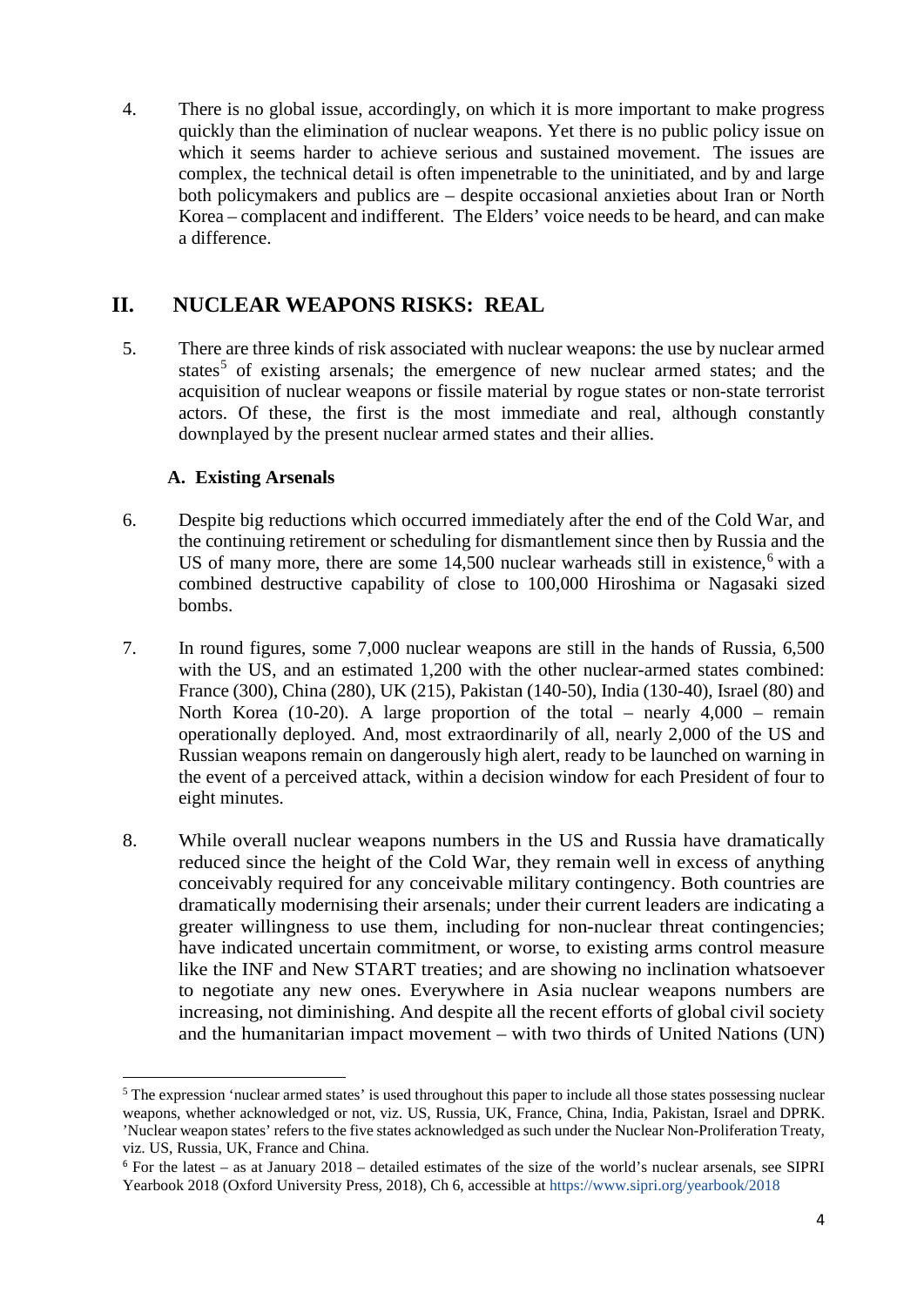4. There is no global issue, accordingly, on which it is more important to make progress quickly than the elimination of nuclear weapons. Yet there is no public policy issue on which it seems harder to achieve serious and sustained movement. The issues are complex, the technical detail is often impenetrable to the uninitiated, and by and large both policymakers and publics are – despite occasional anxieties about Iran or North Korea – complacent and indifferent. The Elders' voice needs to be heard, and can make a difference.

## II. NUCLEAR WEAPONS RISKS: REAL

5. There are three kinds of risk associated with nuclear weapons: the use by nuclear armed states[5] of existing arsenals; the emergence of new nuclear armed states; and the acquisition of nuclear weapons or fissile material by rogue states or non-state terrorist actors. Of these, the first is the most immediate and real, although constantly downplayed by the present nuclear armed states and their allies.

### A. Existing Arsenals

6. Despite big reductions which occurred immediately after the end of the Cold War, and the continuing retirement or scheduling for dismantlement since then by Russia and the US of many more, there are some 14,500 nuclear warheads still in existence,[6] with a combined destructive capability of close to 100,000 Hiroshima or Nagasaki sized bombs.

7. In round figures, some 7,000 nuclear weapons are still in the hands of Russia, 6,500 with the US, and an estimated 1,200 with the other nuclear-armed states combined: France (300), China (280), UK (215), Pakistan (140-50), India (130-40), Israel (80) and North Korea (10-20). A large proportion of the total – nearly 4,000 – remain operationally deployed. And, most extraordinarily of all, nearly 2,000 of the US and Russian weapons remain on dangerously high alert, ready to be launched on warning in the event of a perceived attack, within a decision window for each President of four to eight minutes.

8. While overall nuclear weapons numbers in the US and Russia have dramatically reduced since the height of the Cold War, they remain well in excess of anything conceivably required for any conceivable military contingency. Both countries are dramatically modernising their arsenals; under their current leaders are indicating a greater willingness to use them, including for non-nuclear threat contingencies; have indicated uncertain commitment, or worse, to existing arms control measure like the INF and New START treaties; and are showing no inclination whatsoever to negotiate any new ones. Everywhere in Asia nuclear weapons numbers are increasing, not diminishing. And despite all the recent efforts of global civil society and the humanitarian impact movement – with two thirds of United Nations (UN)

---

[5] The expression 'nuclear armed states' is used throughout this paper to include all those states possessing nuclear weapons, whether acknowledged or not, viz. US, Russia, UK, France, China, India, Pakistan, Israel and DPRK. 'Nuclear weapon states' refers to the five states acknowledged as such under the Nuclear Non-Proliferation Treaty, viz. US, Russia, UK, France and China.

[6] For the latest – as at January 2018 – detailed estimates of the size of the world's nuclear arsenals, see SIPRI Yearbook 2018 (Oxford University Press, 2018), Ch 6, accessible at https://www.sipri.org/yearbook/2018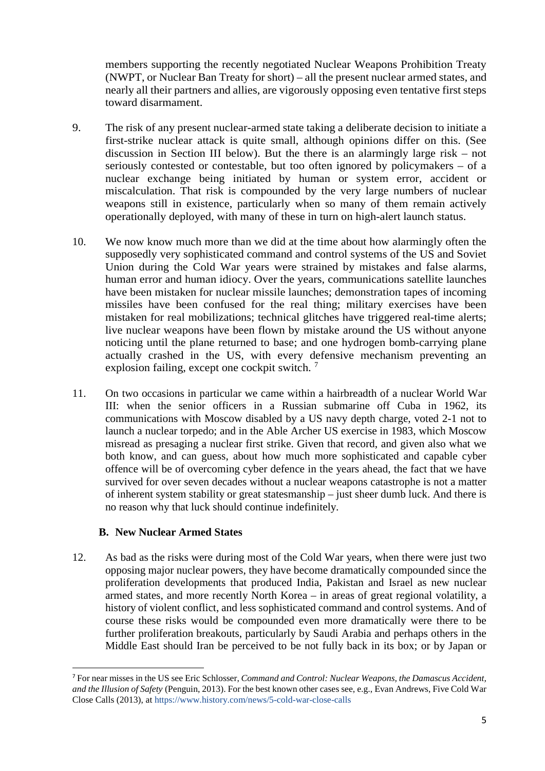members supporting the recently negotiated Nuclear Weapons Prohibition Treaty (NWPT, or Nuclear Ban Treaty for short) – all the present nuclear armed states, and nearly all their partners and allies, are vigorously opposing even tentative first steps toward disarmament.

9. The risk of any present nuclear-armed state taking a deliberate decision to initiate a first-strike nuclear attack is quite small, although opinions differ on this. (See discussion in Section III below). But the there is an alarmingly large risk – not seriously contested or contestable, but too often ignored by policymakers – of a nuclear exchange being initiated by human or system error, accident or miscalculation. That risk is compounded by the very large numbers of nuclear weapons still in existence, particularly when so many of them remain actively operationally deployed, with many of these in turn on high-alert launch status.

10. We now know much more than we did at the time about how alarmingly often the supposedly very sophisticated command and control systems of the US and Soviet Union during the Cold War years were strained by mistakes and false alarms, human error and human idiocy. Over the years, communications satellite launches have been mistaken for nuclear missile launches; demonstration tapes of incoming missiles have been confused for the real thing; military exercises have been mistaken for real mobilizations; technical glitches have triggered real-time alerts; live nuclear weapons have been flown by mistake around the US without anyone noticing until the plane returned to base; and one hydrogen bomb-carrying plane actually crashed in the US, with every defensive mechanism preventing an explosion failing, except one cockpit switch. [7]

11. On two occasions in particular we came within a hairbreadth of a nuclear World War III: when the senior officers in a Russian submarine off Cuba in 1962, its communications with Moscow disabled by a US navy depth charge, voted 2-1 not to launch a nuclear torpedo; and in the Able Archer US exercise in 1983, which Moscow misread as presaging a nuclear first strike. Given that record, and given also what we both know, and can guess, about how much more sophisticated and capable cyber offence will be of overcoming cyber defence in the years ahead, the fact that we have survived for over seven decades without a nuclear weapons catastrophe is not a matter of inherent system stability or great statesmanship – just sheer dumb luck. And there is no reason why that luck should continue indefinitely.

### B. New Nuclear Armed States

12. As bad as the risks were during most of the Cold War years, when there were just two opposing major nuclear powers, they have become dramatically compounded since the proliferation developments that produced India, Pakistan and Israel as new nuclear armed states, and more recently North Korea – in areas of great regional volatility, a history of violent conflict, and less sophisticated command and control systems. And of course these risks would be compounded even more dramatically were there to be further proliferation breakouts, particularly by Saudi Arabia and perhaps others in the Middle East should Iran be perceived to be not fully back in its box; or by Japan or

---

[7] For near misses in the US see Eric Schlosser, *Command and Control: Nuclear Weapons, the Damascus Accident, and the Illusion of Safety* (Penguin, 2013). For the best known other cases see, e.g., Evan Andrews, Five Cold War Close Calls (2013), at https://www.history.com/news/5-cold-war-close-calls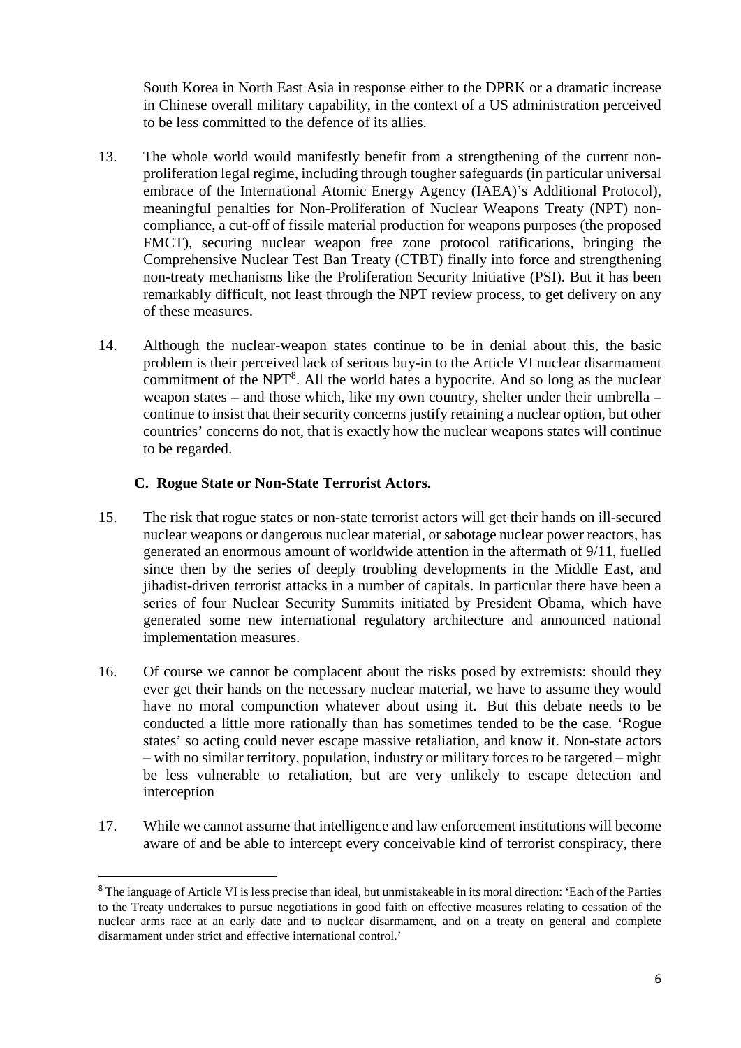South Korea in North East Asia in response either to the DPRK or a dramatic increase in Chinese overall military capability, in the context of a US administration perceived to be less committed to the defence of its allies.

13. The whole world would manifestly benefit from a strengthening of the current non-proliferation legal regime, including through tougher safeguards (in particular universal embrace of the International Atomic Energy Agency (IAEA)'s Additional Protocol), meaningful penalties for Non-Proliferation of Nuclear Weapons Treaty (NPT) non-compliance, a cut-off of fissile material production for weapons purposes (the proposed FMCT), securing nuclear weapon free zone protocol ratifications, bringing the Comprehensive Nuclear Test Ban Treaty (CTBT) finally into force and strengthening non-treaty mechanisms like the Proliferation Security Initiative (PSI). But it has been remarkably difficult, not least through the NPT review process, to get delivery on any of these measures.

14. Although the nuclear-weapon states continue to be in denial about this, the basic problem is their perceived lack of serious buy-in to the Article VI nuclear disarmament commitment of the NPT[8]. All the world hates a hypocrite. And so long as the nuclear weapon states – and those which, like my own country, shelter under their umbrella – continue to insist that their security concerns justify retaining a nuclear option, but other countries' concerns do not, that is exactly how the nuclear weapons states will continue to be regarded.

### C. Rogue State or Non-State Terrorist Actors.

15. The risk that rogue states or non-state terrorist actors will get their hands on ill-secured nuclear weapons or dangerous nuclear material, or sabotage nuclear power reactors, has generated an enormous amount of worldwide attention in the aftermath of 9/11, fuelled since then by the series of deeply troubling developments in the Middle East, and jihadist-driven terrorist attacks in a number of capitals. In particular there have been a series of four Nuclear Security Summits initiated by President Obama, which have generated some new international regulatory architecture and announced national implementation measures.

16. Of course we cannot be complacent about the risks posed by extremists: should they ever get their hands on the necessary nuclear material, we have to assume they would have no moral compunction whatever about using it. But this debate needs to be conducted a little more rationally than has sometimes tended to be the case. 'Rogue states' so acting could never escape massive retaliation, and know it. Non-state actors – with no similar territory, population, industry or military forces to be targeted – might be less vulnerable to retaliation, but are very unlikely to escape detection and interception

17. While we cannot assume that intelligence and law enforcement institutions will become aware of and be able to intercept every conceivable kind of terrorist conspiracy, there

[8] The language of Article VI is less precise than ideal, but unmistakeable in its moral direction: 'Each of the Parties to the Treaty undertakes to pursue negotiations in good faith on effective measures relating to cessation of the nuclear arms race at an early date and to nuclear disarmament, and on a treaty on general and complete disarmament under strict and effective international control.'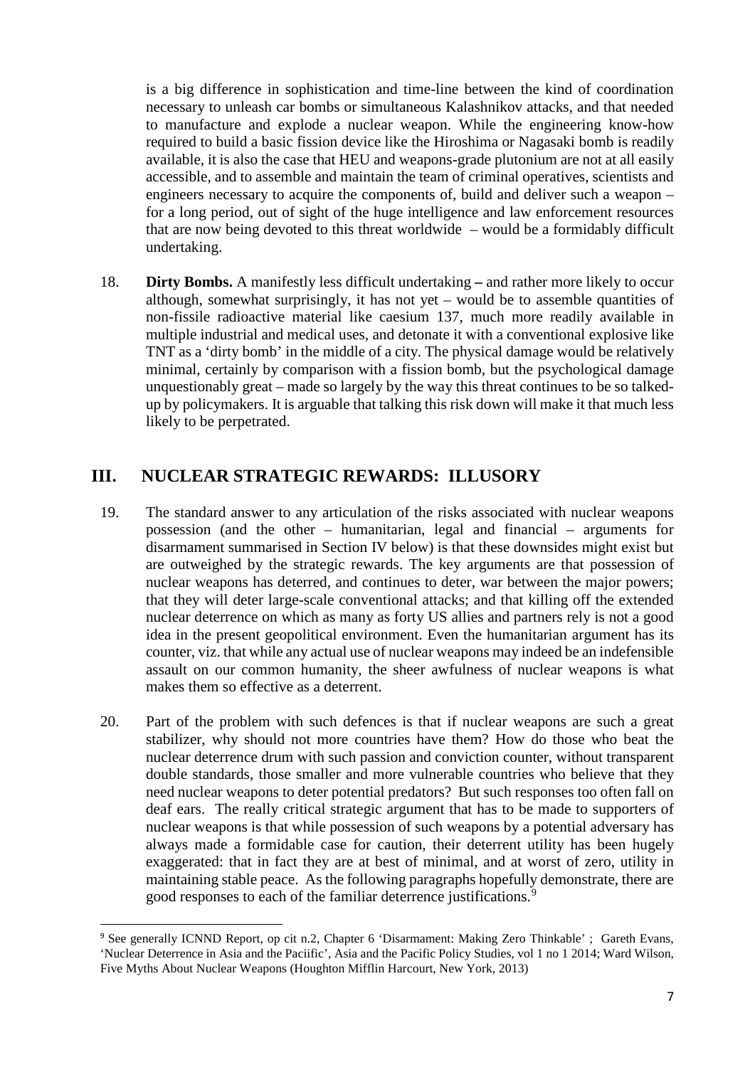is a big difference in sophistication and time-line between the kind of coordination necessary to unleash car bombs or simultaneous Kalashnikov attacks, and that needed to manufacture and explode a nuclear weapon. While the engineering know-how required to build a basic fission device like the Hiroshima or Nagasaki bomb is readily available, it is also the case that HEU and weapons-grade plutonium are not at all easily accessible, and to assemble and maintain the team of criminal operatives, scientists and engineers necessary to acquire the components of, build and deliver such a weapon – for a long period, out of sight of the huge intelligence and law enforcement resources that are now being devoted to this threat worldwide – would be a formidably difficult undertaking.

18. **Dirty Bombs.** A manifestly less difficult undertaking **–** and rather more likely to occur although, somewhat surprisingly, it has not yet – would be to assemble quantities of non-fissile radioactive material like caesium 137, much more readily available in multiple industrial and medical uses, and detonate it with a conventional explosive like TNT as a 'dirty bomb' in the middle of a city. The physical damage would be relatively minimal, certainly by comparison with a fission bomb, but the psychological damage unquestionably great – made so largely by the way this threat continues to be so talked-up by policymakers. It is arguable that talking this risk down will make it that much less likely to be perpetrated.

## III. NUCLEAR STRATEGIC REWARDS: ILLUSORY

19. The standard answer to any articulation of the risks associated with nuclear weapons possession (and the other – humanitarian, legal and financial – arguments for disarmament summarised in Section IV below) is that these downsides might exist but are outweighed by the strategic rewards. The key arguments are that possession of nuclear weapons has deterred, and continues to deter, war between the major powers; that they will deter large-scale conventional attacks; and that killing off the extended nuclear deterrence on which as many as forty US allies and partners rely is not a good idea in the present geopolitical environment. Even the humanitarian argument has its counter, viz. that while any actual use of nuclear weapons may indeed be an indefensible assault on our common humanity, the sheer awfulness of nuclear weapons is what makes them so effective as a deterrent.

20. Part of the problem with such defences is that if nuclear weapons are such a great stabilizer, why should not more countries have them? How do those who beat the nuclear deterrence drum with such passion and conviction counter, without transparent double standards, those smaller and more vulnerable countries who believe that they need nuclear weapons to deter potential predators? But such responses too often fall on deaf ears. The really critical strategic argument that has to be made to supporters of nuclear weapons is that while possession of such weapons by a potential adversary has always made a formidable case for caution, their deterrent utility has been hugely exaggerated: that in fact they are at best of minimal, and at worst of zero, utility in maintaining stable peace. As the following paragraphs hopefully demonstrate, there are good responses to each of the familiar deterrence justifications.[9]

---

[9] See generally ICNND Report, op cit n.2, Chapter 6 'Disarmament: Making Zero Thinkable' ; Gareth Evans, 'Nuclear Deterrence in Asia and the Paciific', Asia and the Pacific Policy Studies, vol 1 no 1 2014; Ward Wilson, Five Myths About Nuclear Weapons (Houghton Mifflin Harcourt, New York, 2013)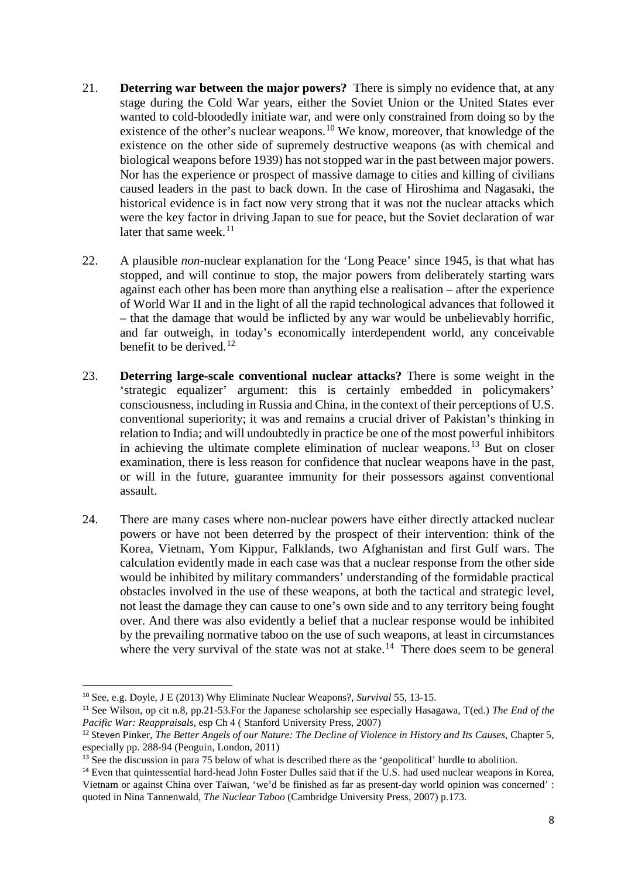21. **Deterring war between the major powers?** There is simply no evidence that, at any stage during the Cold War years, either the Soviet Union or the United States ever wanted to cold-bloodedly initiate war, and were only constrained from doing so by the existence of the other's nuclear weapons.[10] We know, moreover, that knowledge of the existence on the other side of supremely destructive weapons (as with chemical and biological weapons before 1939) has not stopped war in the past between major powers. Nor has the experience or prospect of massive damage to cities and killing of civilians caused leaders in the past to back down. In the case of Hiroshima and Nagasaki, the historical evidence is in fact now very strong that it was not the nuclear attacks which were the key factor in driving Japan to sue for peace, but the Soviet declaration of war later that same week.[11]

22. A plausible *non*-nuclear explanation for the 'Long Peace' since 1945, is that what has stopped, and will continue to stop, the major powers from deliberately starting wars against each other has been more than anything else a realisation – after the experience of World War II and in the light of all the rapid technological advances that followed it – that the damage that would be inflicted by any war would be unbelievably horrific, and far outweigh, in today's economically interdependent world, any conceivable benefit to be derived.[12]

23. **Deterring large-scale conventional nuclear attacks?** There is some weight in the 'strategic equalizer' argument: this is certainly embedded in policymakers' consciousness, including in Russia and China, in the context of their perceptions of U.S. conventional superiority; it was and remains a crucial driver of Pakistan's thinking in relation to India; and will undoubtedly in practice be one of the most powerful inhibitors in achieving the ultimate complete elimination of nuclear weapons.[13] But on closer examination, there is less reason for confidence that nuclear weapons have in the past, or will in the future, guarantee immunity for their possessors against conventional assault.

24. There are many cases where non-nuclear powers have either directly attacked nuclear powers or have not been deterred by the prospect of their intervention: think of the Korea, Vietnam, Yom Kippur, Falklands, two Afghanistan and first Gulf wars. The calculation evidently made in each case was that a nuclear response from the other side would be inhibited by military commanders' understanding of the formidable practical obstacles involved in the use of these weapons, at both the tactical and strategic level, not least the damage they can cause to one's own side and to any territory being fought over. And there was also evidently a belief that a nuclear response would be inhibited by the prevailing normative taboo on the use of such weapons, at least in circumstances where the very survival of the state was not at stake.[14] There does seem to be general

---

[10] See, e.g. Doyle, J E (2013) Why Eliminate Nuclear Weapons?, *Survival* 55, 13-15.

[11] See Wilson, op cit n.8, pp.21-53.For the Japanese scholarship see especially Hasagawa, T(ed.) *The End of the Pacific War: Reappraisals*, esp Ch 4 ( Stanford University Press, 2007)

[12] Steven Pinker, *The Better Angels of our Nature: The Decline of Violence in History and Its Causes*, Chapter 5, especially pp. 288-94 (Penguin, London, 2011)

[13] See the discussion in para 75 below of what is described there as the 'geopolitical' hurdle to abolition.

[14] Even that quintessential hard-head John Foster Dulles said that if the U.S. had used nuclear weapons in Korea, Vietnam or against China over Taiwan, 'we'd be finished as far as present-day world opinion was concerned' : quoted in Nina Tannenwald, *The Nuclear Taboo* (Cambridge University Press, 2007) p.173.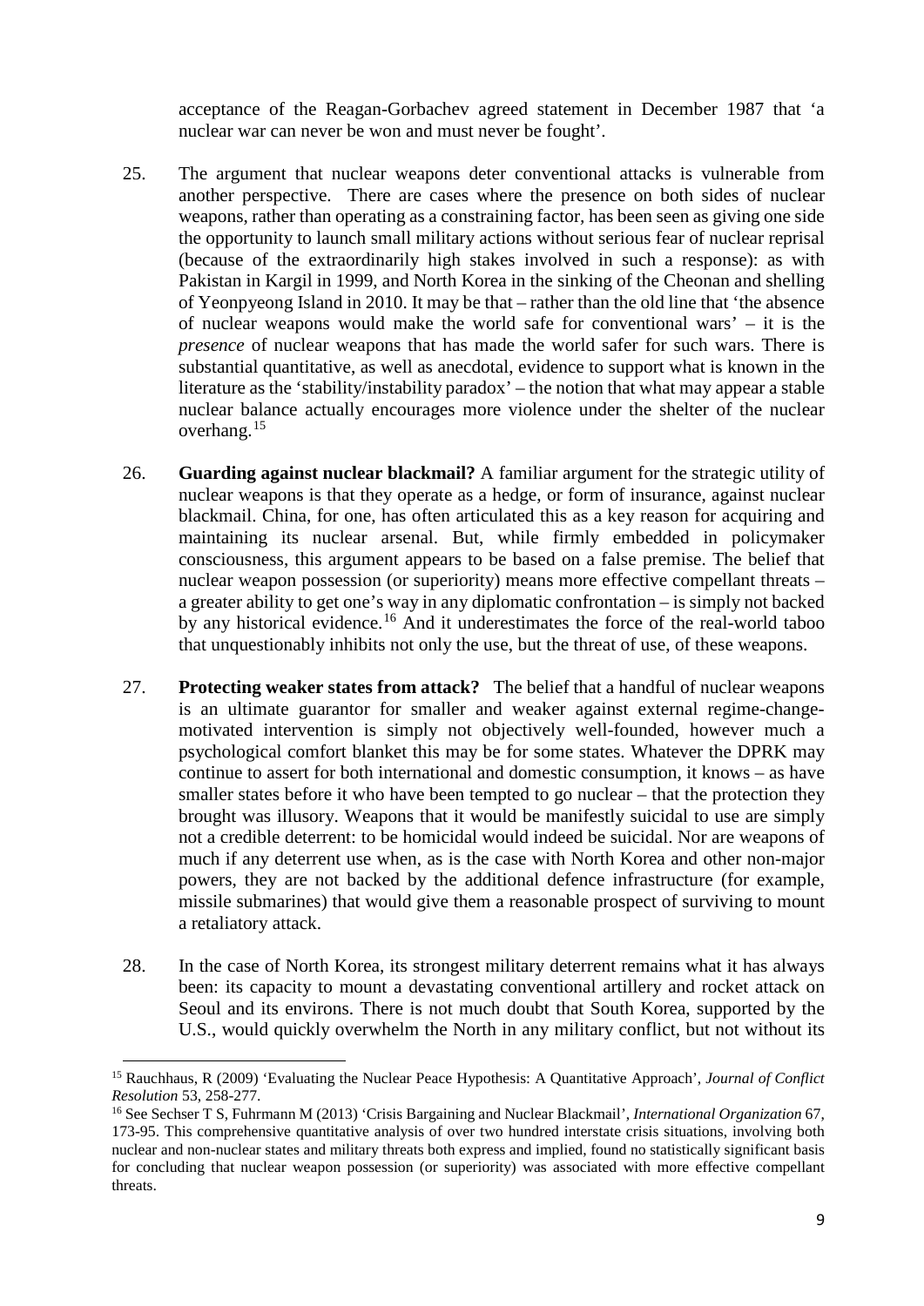acceptance of the Reagan-Gorbachev agreed statement in December 1987 that 'a nuclear war can never be won and must never be fought'.

25. The argument that nuclear weapons deter conventional attacks is vulnerable from another perspective. There are cases where the presence on both sides of nuclear weapons, rather than operating as a constraining factor, has been seen as giving one side the opportunity to launch small military actions without serious fear of nuclear reprisal (because of the extraordinarily high stakes involved in such a response): as with Pakistan in Kargil in 1999, and North Korea in the sinking of the Cheonan and shelling of Yeonpyeong Island in 2010. It may be that – rather than the old line that 'the absence of nuclear weapons would make the world safe for conventional wars' – it is the *presence* of nuclear weapons that has made the world safer for such wars. There is substantial quantitative, as well as anecdotal, evidence to support what is known in the literature as the 'stability/instability paradox' – the notion that what may appear a stable nuclear balance actually encourages more violence under the shelter of the nuclear overhang.[15]

26. **Guarding against nuclear blackmail?** A familiar argument for the strategic utility of nuclear weapons is that they operate as a hedge, or form of insurance, against nuclear blackmail. China, for one, has often articulated this as a key reason for acquiring and maintaining its nuclear arsenal. But, while firmly embedded in policymaker consciousness, this argument appears to be based on a false premise. The belief that nuclear weapon possession (or superiority) means more effective compellant threats – a greater ability to get one's way in any diplomatic confrontation – is simply not backed by any historical evidence.[16] And it underestimates the force of the real-world taboo that unquestionably inhibits not only the use, but the threat of use, of these weapons.

27. **Protecting weaker states from attack?** The belief that a handful of nuclear weapons is an ultimate guarantor for smaller and weaker against external regime-change-motivated intervention is simply not objectively well-founded, however much a psychological comfort blanket this may be for some states. Whatever the DPRK may continue to assert for both international and domestic consumption, it knows – as have smaller states before it who have been tempted to go nuclear – that the protection they brought was illusory. Weapons that it would be manifestly suicidal to use are simply not a credible deterrent: to be homicidal would indeed be suicidal. Nor are weapons of much if any deterrent use when, as is the case with North Korea and other non-major powers, they are not backed by the additional defence infrastructure (for example, missile submarines) that would give them a reasonable prospect of surviving to mount a retaliatory attack.

28. In the case of North Korea, its strongest military deterrent remains what it has always been: its capacity to mount a devastating conventional artillery and rocket attack on Seoul and its environs. There is not much doubt that South Korea, supported by the U.S., would quickly overwhelm the North in any military conflict, but not without its

---

[15] Rauchhaus, R (2009) 'Evaluating the Nuclear Peace Hypothesis: A Quantitative Approach', *Journal of Conflict Resolution* 53, 258-277.

[16] See Sechser T S, Fuhrmann M (2013) 'Crisis Bargaining and Nuclear Blackmail', *International Organization* 67, 173-95. This comprehensive quantitative analysis of over two hundred interstate crisis situations, involving both nuclear and non-nuclear states and military threats both express and implied, found no statistically significant basis for concluding that nuclear weapon possession (or superiority) was associated with more effective compellant threats.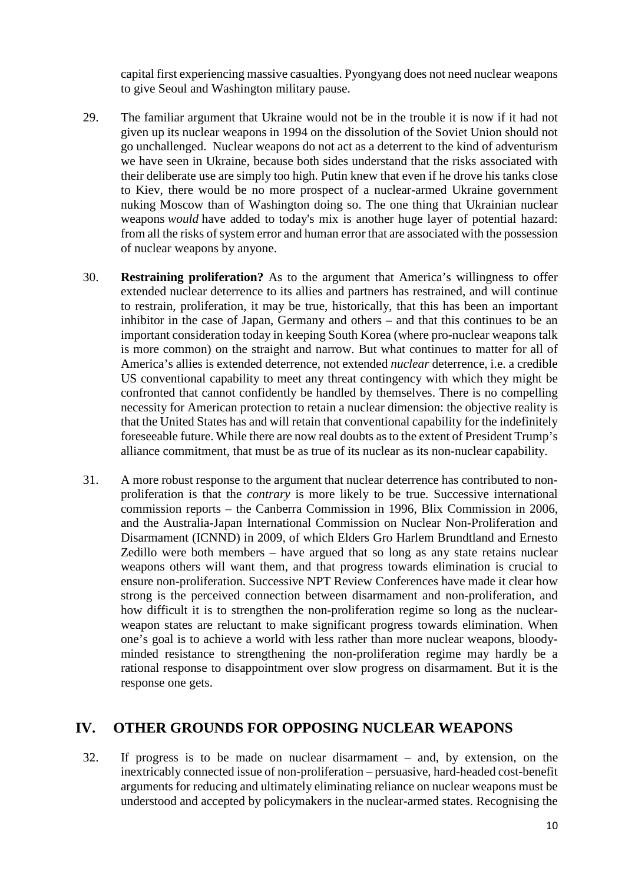capital first experiencing massive casualties. Pyongyang does not need nuclear weapons to give Seoul and Washington military pause.

29. The familiar argument that Ukraine would not be in the trouble it is now if it had not given up its nuclear weapons in 1994 on the dissolution of the Soviet Union should not go unchallenged. Nuclear weapons do not act as a deterrent to the kind of adventurism we have seen in Ukraine, because both sides understand that the risks associated with their deliberate use are simply too high. Putin knew that even if he drove his tanks close to Kiev, there would be no more prospect of a nuclear-armed Ukraine government nuking Moscow than of Washington doing so. The one thing that Ukrainian nuclear weapons *would* have added to today's mix is another huge layer of potential hazard: from all the risks of system error and human error that are associated with the possession of nuclear weapons by anyone.

30. **Restraining proliferation?** As to the argument that America's willingness to offer extended nuclear deterrence to its allies and partners has restrained, and will continue to restrain, proliferation, it may be true, historically, that this has been an important inhibitor in the case of Japan, Germany and others – and that this continues to be an important consideration today in keeping South Korea (where pro-nuclear weapons talk is more common) on the straight and narrow. But what continues to matter for all of America's allies is extended deterrence, not extended *nuclear* deterrence, i.e. a credible US conventional capability to meet any threat contingency with which they might be confronted that cannot confidently be handled by themselves. There is no compelling necessity for American protection to retain a nuclear dimension: the objective reality is that the United States has and will retain that conventional capability for the indefinitely foreseeable future. While there are now real doubts as to the extent of President Trump's alliance commitment, that must be as true of its nuclear as its non-nuclear capability.

31. A more robust response to the argument that nuclear deterrence has contributed to non-proliferation is that the *contrary* is more likely to be true. Successive international commission reports – the Canberra Commission in 1996, Blix Commission in 2006, and the Australia-Japan International Commission on Nuclear Non-Proliferation and Disarmament (ICNND) in 2009, of which Elders Gro Harlem Brundtland and Ernesto Zedillo were both members – have argued that so long as any state retains nuclear weapons others will want them, and that progress towards elimination is crucial to ensure non-proliferation. Successive NPT Review Conferences have made it clear how strong is the perceived connection between disarmament and non-proliferation, and how difficult it is to strengthen the non-proliferation regime so long as the nuclear-weapon states are reluctant to make significant progress towards elimination. When one's goal is to achieve a world with less rather than more nuclear weapons, bloody-minded resistance to strengthening the non-proliferation regime may hardly be a rational response to disappointment over slow progress on disarmament. But it is the response one gets.

## IV. OTHER GROUNDS FOR OPPOSING NUCLEAR WEAPONS

32. If progress is to be made on nuclear disarmament – and, by extension, on the inextricably connected issue of non-proliferation – persuasive, hard-headed cost-benefit arguments for reducing and ultimately eliminating reliance on nuclear weapons must be understood and accepted by policymakers in the nuclear-armed states. Recognising the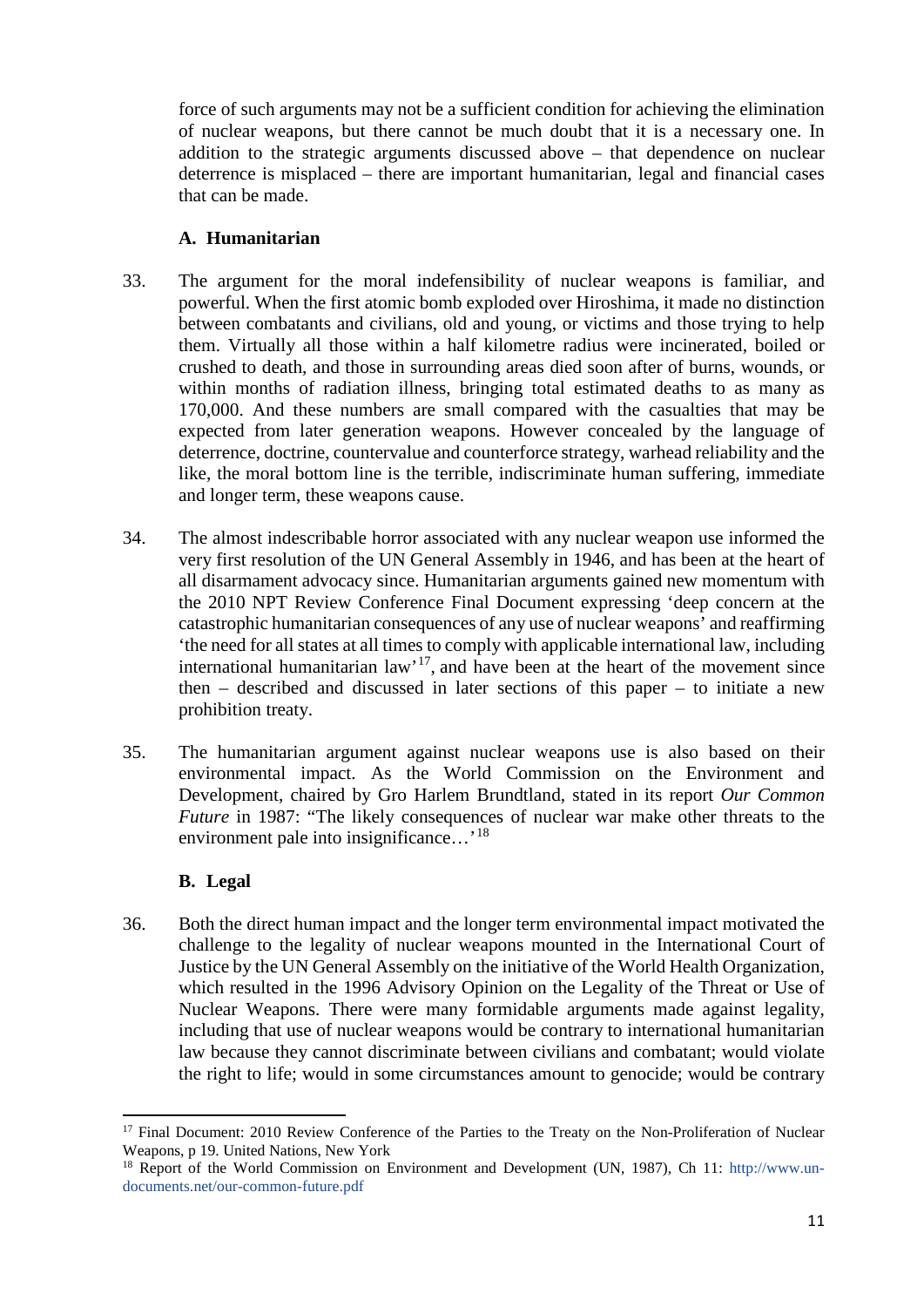force of such arguments may not be a sufficient condition for achieving the elimination of nuclear weapons, but there cannot be much doubt that it is a necessary one. In addition to the strategic arguments discussed above – that dependence on nuclear deterrence is misplaced – there are important humanitarian, legal and financial cases that can be made.

### A. Humanitarian

33. The argument for the moral indefensibility of nuclear weapons is familiar, and powerful. When the first atomic bomb exploded over Hiroshima, it made no distinction between combatants and civilians, old and young, or victims and those trying to help them. Virtually all those within a half kilometre radius were incinerated, boiled or crushed to death, and those in surrounding areas died soon after of burns, wounds, or within months of radiation illness, bringing total estimated deaths to as many as 170,000. And these numbers are small compared with the casualties that may be expected from later generation weapons. However concealed by the language of deterrence, doctrine, countervalue and counterforce strategy, warhead reliability and the like, the moral bottom line is the terrible, indiscriminate human suffering, immediate and longer term, these weapons cause.

34. The almost indescribable horror associated with any nuclear weapon use informed the very first resolution of the UN General Assembly in 1946, and has been at the heart of all disarmament advocacy since. Humanitarian arguments gained new momentum with the 2010 NPT Review Conference Final Document expressing 'deep concern at the catastrophic humanitarian consequences of any use of nuclear weapons' and reaffirming 'the need for all states at all times to comply with applicable international law, including international humanitarian law'[17], and have been at the heart of the movement since then – described and discussed in later sections of this paper – to initiate a new prohibition treaty.

35. The humanitarian argument against nuclear weapons use is also based on their environmental impact. As the World Commission on the Environment and Development, chaired by Gro Harlem Brundtland, stated in its report *Our Common Future* in 1987: "The likely consequences of nuclear war make other threats to the environment pale into insignificance…'[18]

### B. Legal

36. Both the direct human impact and the longer term environmental impact motivated the challenge to the legality of nuclear weapons mounted in the International Court of Justice by the UN General Assembly on the initiative of the World Health Organization, which resulted in the 1996 Advisory Opinion on the Legality of the Threat or Use of Nuclear Weapons. There were many formidable arguments made against legality, including that use of nuclear weapons would be contrary to international humanitarian law because they cannot discriminate between civilians and combatant; would violate the right to life; would in some circumstances amount to genocide; would be contrary

---

[17] Final Document: 2010 Review Conference of the Parties to the Treaty on the Non-Proliferation of Nuclear Weapons, p 19. United Nations, New York

[18] Report of the World Commission on Environment and Development (UN, 1987), Ch 11: http://www.un-documents.net/our-common-future.pdf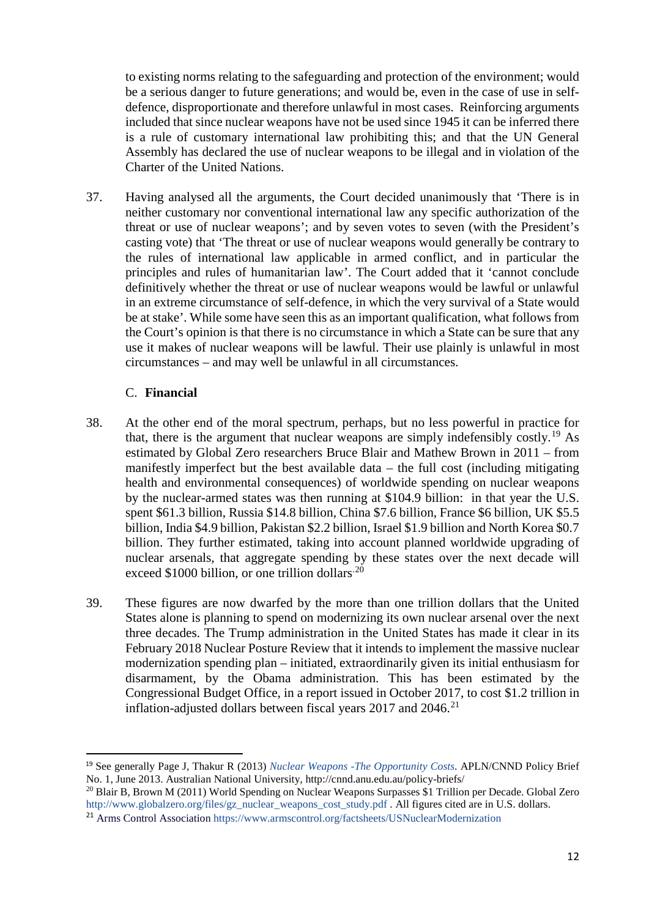to existing norms relating to the safeguarding and protection of the environment; would be a serious danger to future generations; and would be, even in the case of use in self-defence, disproportionate and therefore unlawful in most cases. Reinforcing arguments included that since nuclear weapons have not be used since 1945 it can be inferred there is a rule of customary international law prohibiting this; and that the UN General Assembly has declared the use of nuclear weapons to be illegal and in violation of the Charter of the United Nations.

37. Having analysed all the arguments, the Court decided unanimously that 'There is in neither customary nor conventional international law any specific authorization of the threat or use of nuclear weapons'; and by seven votes to seven (with the President's casting vote) that 'The threat or use of nuclear weapons would generally be contrary to the rules of international law applicable in armed conflict, and in particular the principles and rules of humanitarian law'. The Court added that it 'cannot conclude definitively whether the threat or use of nuclear weapons would be lawful or unlawful in an extreme circumstance of self-defence, in which the very survival of a State would be at stake'. While some have seen this as an important qualification, what follows from the Court's opinion is that there is no circumstance in which a State can be sure that any use it makes of nuclear weapons will be lawful. Their use plainly is unlawful in most circumstances – and may well be unlawful in all circumstances.

### C. **Financial**

38. At the other end of the moral spectrum, perhaps, but no less powerful in practice for that, there is the argument that nuclear weapons are simply indefensibly costly.[19] As estimated by Global Zero researchers Bruce Blair and Mathew Brown in 2011 – from manifestly imperfect but the best available data – the full cost (including mitigating health and environmental consequences) of worldwide spending on nuclear weapons by the nuclear-armed states was then running at $104.9 billion: in that year the U.S. spent $61.3 billion, Russia $14.8 billion, China $7.6 billion, France $6 billion, UK $5.5 billion, India $4.9 billion, Pakistan $2.2 billion, Israel $1.9 billion and North Korea $0.7 billion. They further estimated, taking into account planned worldwide upgrading of nuclear arsenals, that aggregate spending by these states over the next decade will exceed $1000 billion, or one trillion dollars.[20]

39. These figures are now dwarfed by the more than one trillion dollars that the United States alone is planning to spend on modernizing its own nuclear arsenal over the next three decades. The Trump administration in the United States has made it clear in its February 2018 Nuclear Posture Review that it intends to implement the massive nuclear modernization spending plan – initiated, extraordinarily given its initial enthusiasm for disarmament, by the Obama administration. This has been estimated by the Congressional Budget Office, in a report issued in October 2017, to cost $1.2 trillion in inflation-adjusted dollars between fiscal years 2017 and 2046.[21]

---

[19] See generally Page J, Thakur R (2013) *Nuclear Weapons -The Opportunity Costs*. APLN/CNND Policy Brief No. 1, June 2013. Australian National University, http://cnnd.anu.edu.au/policy-briefs/

[20] Blair B, Brown M (2011) World Spending on Nuclear Weapons Surpasses $1 Trillion per Decade. Global Zero http://www.globalzero.org/files/gz_nuclear_weapons_cost_study.pdf . All figures cited are in U.S. dollars.

[21] Arms Control Association https://www.armscontrol.org/factsheets/USNuclearModernization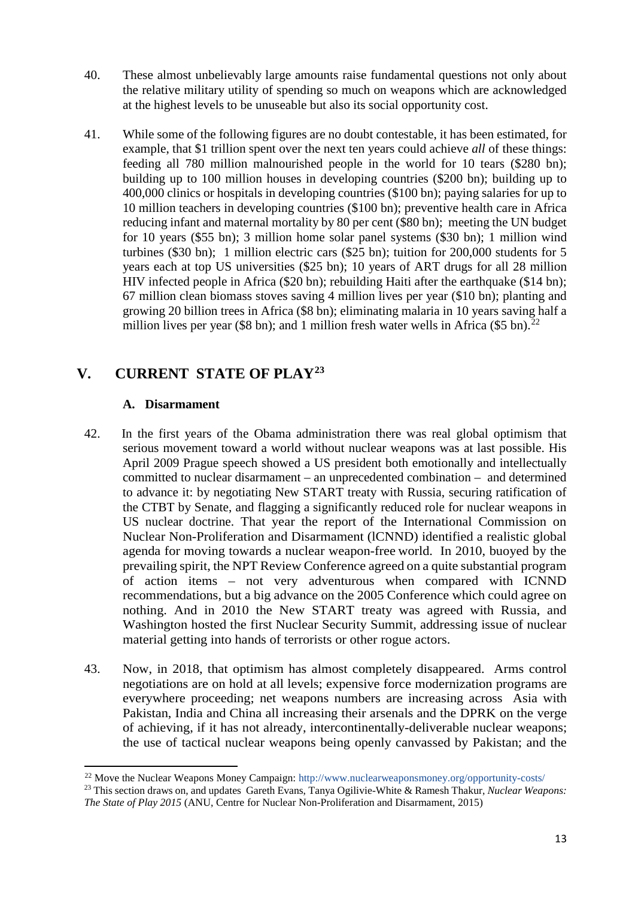40. These almost unbelievably large amounts raise fundamental questions not only about the relative military utility of spending so much on weapons which are acknowledged at the highest levels to be unuseable but also its social opportunity cost.

41. While some of the following figures are no doubt contestable, it has been estimated, for example, that $1 trillion spent over the next ten years could achieve *all* of these things: feeding all 780 million malnourished people in the world for 10 tears ($280 bn); building up to 100 million houses in developing countries ($200 bn); building up to 400,000 clinics or hospitals in developing countries ($100 bn); paying salaries for up to 10 million teachers in developing countries ($100 bn); preventive health care in Africa reducing infant and maternal mortality by 80 per cent ($80 bn); meeting the UN budget for 10 years ($55 bn); 3 million home solar panel systems ($30 bn); 1 million wind turbines ($30 bn); 1 million electric cars ($25 bn); tuition for 200,000 students for 5 years each at top US universities ($25 bn); 10 years of ART drugs for all 28 million HIV infected people in Africa ($20 bn); rebuilding Haiti after the earthquake ($14 bn); 67 million clean biomass stoves saving 4 million lives per year ($10 bn); planting and growing 20 billion trees in Africa ($8 bn); eliminating malaria in 10 years saving half a million lives per year ($8 bn); and 1 million fresh water wells in Africa ($5 bn).[22]

## V. CURRENT STATE OF PLAY[23]

### A. Disarmament

42. In the first years of the Obama administration there was real global optimism that serious movement toward a world without nuclear weapons was at last possible. His April 2009 Prague speech showed a US president both emotionally and intellectually committed to nuclear disarmament – an unprecedented combination – and determined to advance it: by negotiating New START treaty with Russia, securing ratification of the CTBT by Senate, and flagging a significantly reduced role for nuclear weapons in US nuclear doctrine. That year the report of the International Commission on Nuclear Non-Proliferation and Disarmament (lCNND) identified a realistic global agenda for moving towards a nuclear weapon-free world. In 2010, buoyed by the prevailing spirit, the NPT Review Conference agreed on a quite substantial program of action items – not very adventurous when compared with ICNND recommendations, but a big advance on the 2005 Conference which could agree on nothing. And in 2010 the New START treaty was agreed with Russia, and Washington hosted the first Nuclear Security Summit, addressing issue of nuclear material getting into hands of terrorists or other rogue actors.

43. Now, in 2018, that optimism has almost completely disappeared. Arms control negotiations are on hold at all levels; expensive force modernization programs are everywhere proceeding; net weapons numbers are increasing across Asia with Pakistan, India and China all increasing their arsenals and the DPRK on the verge of achieving, if it has not already, intercontinentally-deliverable nuclear weapons; the use of tactical nuclear weapons being openly canvassed by Pakistan; and the

[22] Move the Nuclear Weapons Money Campaign: http://www.nuclearweaponsmoney.org/opportunity-costs/

[23] This section draws on, and updates Gareth Evans, Tanya Ogilivie-White & Ramesh Thakur, *Nuclear Weapons: The State of Play 2015* (ANU, Centre for Nuclear Non-Proliferation and Disarmament, 2015)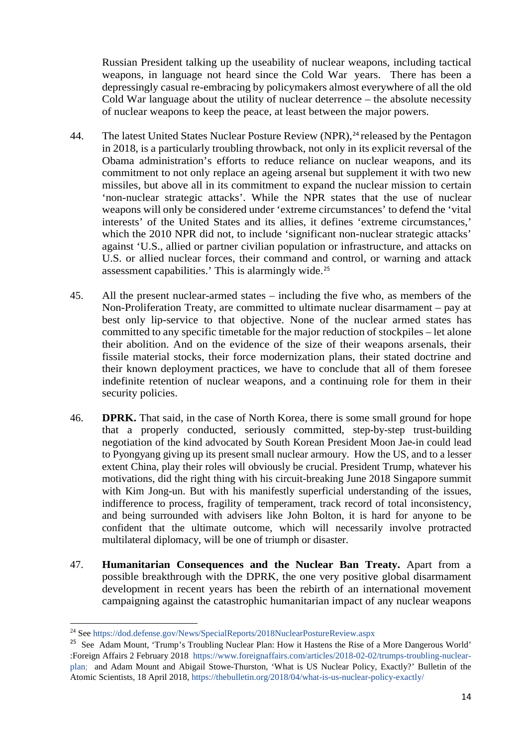Russian President talking up the useability of nuclear weapons, including tactical weapons, in language not heard since the Cold War years. There has been a depressingly casual re-embracing by policymakers almost everywhere of all the old Cold War language about the utility of nuclear deterrence – the absolute necessity of nuclear weapons to keep the peace, at least between the major powers.

44. The latest United States Nuclear Posture Review (NPR),[24] released by the Pentagon in 2018, is a particularly troubling throwback, not only in its explicit reversal of the Obama administration's efforts to reduce reliance on nuclear weapons, and its commitment to not only replace an ageing arsenal but supplement it with two new missiles, but above all in its commitment to expand the nuclear mission to certain 'non-nuclear strategic attacks'. While the NPR states that the use of nuclear weapons will only be considered under 'extreme circumstances' to defend the 'vital interests' of the United States and its allies, it defines 'extreme circumstances,' which the 2010 NPR did not, to include 'significant non-nuclear strategic attacks' against 'U.S., allied or partner civilian population or infrastructure, and attacks on U.S. or allied nuclear forces, their command and control, or warning and attack assessment capabilities.' This is alarmingly wide.[25]

45. All the present nuclear-armed states – including the five who, as members of the Non-Proliferation Treaty, are committed to ultimate nuclear disarmament – pay at best only lip-service to that objective. None of the nuclear armed states has committed to any specific timetable for the major reduction of stockpiles – let alone their abolition. And on the evidence of the size of their weapons arsenals, their fissile material stocks, their force modernization plans, their stated doctrine and their known deployment practices, we have to conclude that all of them foresee indefinite retention of nuclear weapons, and a continuing role for them in their security policies.

46. **DPRK.** That said, in the case of North Korea, there is some small ground for hope that a properly conducted, seriously committed, step-by-step trust-building negotiation of the kind advocated by South Korean President Moon Jae-in could lead to Pyongyang giving up its present small nuclear armoury. How the US, and to a lesser extent China, play their roles will obviously be crucial. President Trump, whatever his motivations, did the right thing with his circuit-breaking June 2018 Singapore summit with Kim Jong-un. But with his manifestly superficial understanding of the issues, indifference to process, fragility of temperament, track record of total inconsistency, and being surrounded with advisers like John Bolton, it is hard for anyone to be confident that the ultimate outcome, which will necessarily involve protracted multilateral diplomacy, will be one of triumph or disaster.

47. **Humanitarian Consequences and the Nuclear Ban Treaty.** Apart from a possible breakthrough with the DPRK, the one very positive global disarmament development in recent years has been the rebirth of an international movement campaigning against the catastrophic humanitarian impact of any nuclear weapons

---

[24] See https://dod.defense.gov/News/SpecialReports/2018NuclearPostureReview.aspx

[25] See Adam Mount, 'Trump's Troubling Nuclear Plan: How it Hastens the Rise of a More Dangerous World' :Foreign Affairs 2 February 2018 https://www.foreignaffairs.com/articles/2018-02-02/trumps-troubling-nuclear-plan; and Adam Mount and Abigail Stowe-Thurston, 'What is US Nuclear Policy, Exactly?' Bulletin of the Atomic Scientists, 18 April 2018, https://thebulletin.org/2018/04/what-is-us-nuclear-policy-exactly/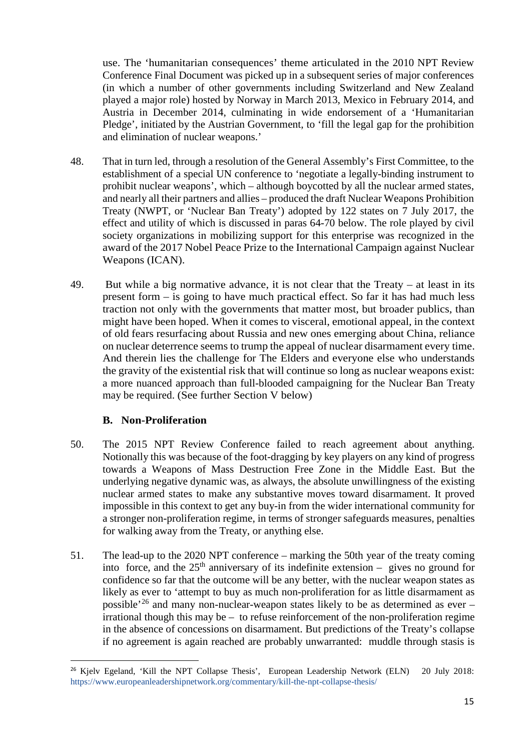use. The 'humanitarian consequences' theme articulated in the 2010 NPT Review Conference Final Document was picked up in a subsequent series of major conferences (in which a number of other governments including Switzerland and New Zealand played a major role) hosted by Norway in March 2013, Mexico in February 2014, and Austria in December 2014, culminating in wide endorsement of a 'Humanitarian Pledge', initiated by the Austrian Government, to 'fill the legal gap for the prohibition and elimination of nuclear weapons.'

48. That in turn led, through a resolution of the General Assembly's First Committee, to the establishment of a special UN conference to 'negotiate a legally-binding instrument to prohibit nuclear weapons', which – although boycotted by all the nuclear armed states, and nearly all their partners and allies – produced the draft Nuclear Weapons Prohibition Treaty (NWPT, or 'Nuclear Ban Treaty') adopted by 122 states on 7 July 2017, the effect and utility of which is discussed in paras 64-70 below. The role played by civil society organizations in mobilizing support for this enterprise was recognized in the award of the 2017 Nobel Peace Prize to the International Campaign against Nuclear Weapons (ICAN).

49. But while a big normative advance, it is not clear that the Treaty – at least in its present form – is going to have much practical effect. So far it has had much less traction not only with the governments that matter most, but broader publics, than might have been hoped. When it comes to visceral, emotional appeal, in the context of old fears resurfacing about Russia and new ones emerging about China, reliance on nuclear deterrence seems to trump the appeal of nuclear disarmament every time. And therein lies the challenge for The Elders and everyone else who understands the gravity of the existential risk that will continue so long as nuclear weapons exist: a more nuanced approach than full-blooded campaigning for the Nuclear Ban Treaty may be required. (See further Section V below)

### B. Non-Proliferation

50. The 2015 NPT Review Conference failed to reach agreement about anything. Notionally this was because of the foot-dragging by key players on any kind of progress towards a Weapons of Mass Destruction Free Zone in the Middle East. But the underlying negative dynamic was, as always, the absolute unwillingness of the existing nuclear armed states to make any substantive moves toward disarmament. It proved impossible in this context to get any buy-in from the wider international community for a stronger non-proliferation regime, in terms of stronger safeguards measures, penalties for walking away from the Treaty, or anything else.

51. The lead-up to the 2020 NPT conference – marking the 50th year of the treaty coming into force, and the 25th anniversary of its indefinite extension – gives no ground for confidence so far that the outcome will be any better, with the nuclear weapon states as likely as ever to 'attempt to buy as much non-proliferation for as little disarmament as possible'[26] and many non-nuclear-weapon states likely to be as determined as ever – irrational though this may be – to refuse reinforcement of the non-proliferation regime in the absence of concessions on disarmament. But predictions of the Treaty's collapse if no agreement is again reached are probably unwarranted: muddle through stasis is

---

[26] Kjelv Egeland, 'Kill the NPT Collapse Thesis', European Leadership Network (ELN) 20 July 2018: https://www.europeanleadershipnetwork.org/commentary/kill-the-npt-collapse-thesis/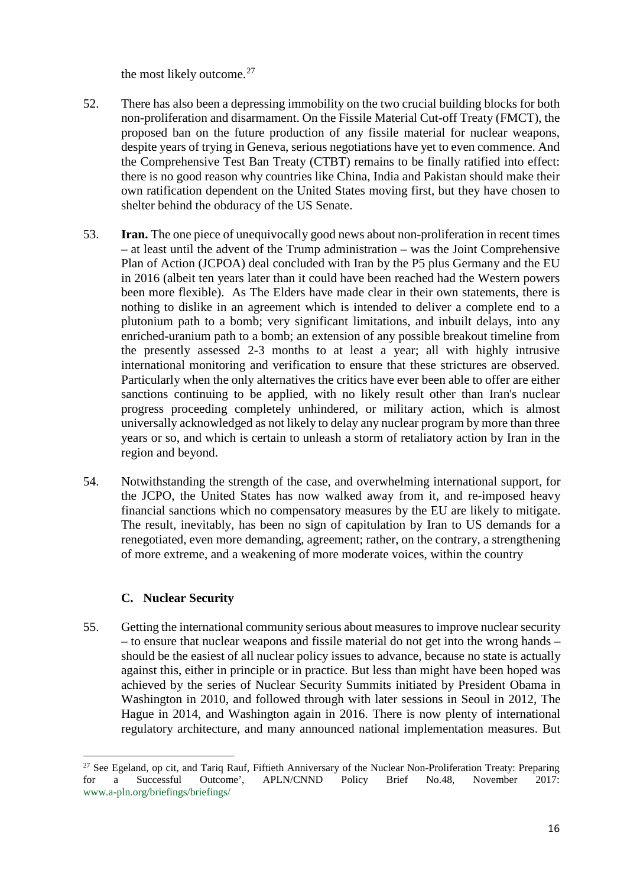the most likely outcome.[27]

52. There has also been a depressing immobility on the two crucial building blocks for both non-proliferation and disarmament. On the Fissile Material Cut-off Treaty (FMCT), the proposed ban on the future production of any fissile material for nuclear weapons, despite years of trying in Geneva, serious negotiations have yet to even commence. And the Comprehensive Test Ban Treaty (CTBT) remains to be finally ratified into effect: there is no good reason why countries like China, India and Pakistan should make their own ratification dependent on the United States moving first, but they have chosen to shelter behind the obduracy of the US Senate.

53. **Iran.** The one piece of unequivocally good news about non-proliferation in recent times – at least until the advent of the Trump administration – was the Joint Comprehensive Plan of Action (JCPOA) deal concluded with Iran by the P5 plus Germany and the EU in 2016 (albeit ten years later than it could have been reached had the Western powers been more flexible). As The Elders have made clear in their own statements, there is nothing to dislike in an agreement which is intended to deliver a complete end to a plutonium path to a bomb; very significant limitations, and inbuilt delays, into any enriched-uranium path to a bomb; an extension of any possible breakout timeline from the presently assessed 2-3 months to at least a year; all with highly intrusive international monitoring and verification to ensure that these strictures are observed. Particularly when the only alternatives the critics have ever been able to offer are either sanctions continuing to be applied, with no likely result other than Iran's nuclear progress proceeding completely unhindered, or military action, which is almost universally acknowledged as not likely to delay any nuclear program by more than three years or so, and which is certain to unleash a storm of retaliatory action by Iran in the region and beyond.

54. Notwithstanding the strength of the case, and overwhelming international support, for the JCPO, the United States has now walked away from it, and re-imposed heavy financial sanctions which no compensatory measures by the EU are likely to mitigate. The result, inevitably, has been no sign of capitulation by Iran to US demands for a renegotiated, even more demanding, agreement; rather, on the contrary, a strengthening of more extreme, and a weakening of more moderate voices, within the country

### C. Nuclear Security

55. Getting the international community serious about measures to improve nuclear security – to ensure that nuclear weapons and fissile material do not get into the wrong hands – should be the easiest of all nuclear policy issues to advance, because no state is actually against this, either in principle or in practice. But less than might have been hoped was achieved by the series of Nuclear Security Summits initiated by President Obama in Washington in 2010, and followed through with later sessions in Seoul in 2012, The Hague in 2014, and Washington again in 2016. There is now plenty of international regulatory architecture, and many announced national implementation measures. But

---

[27] See Egeland, op cit, and Tariq Rauf, Fiftieth Anniversary of the Nuclear Non-Proliferation Treaty: Preparing for a Successful Outcome', APLN/CNND Policy Brief No.48, November 2017: www.a-pln.org/briefings/briefings/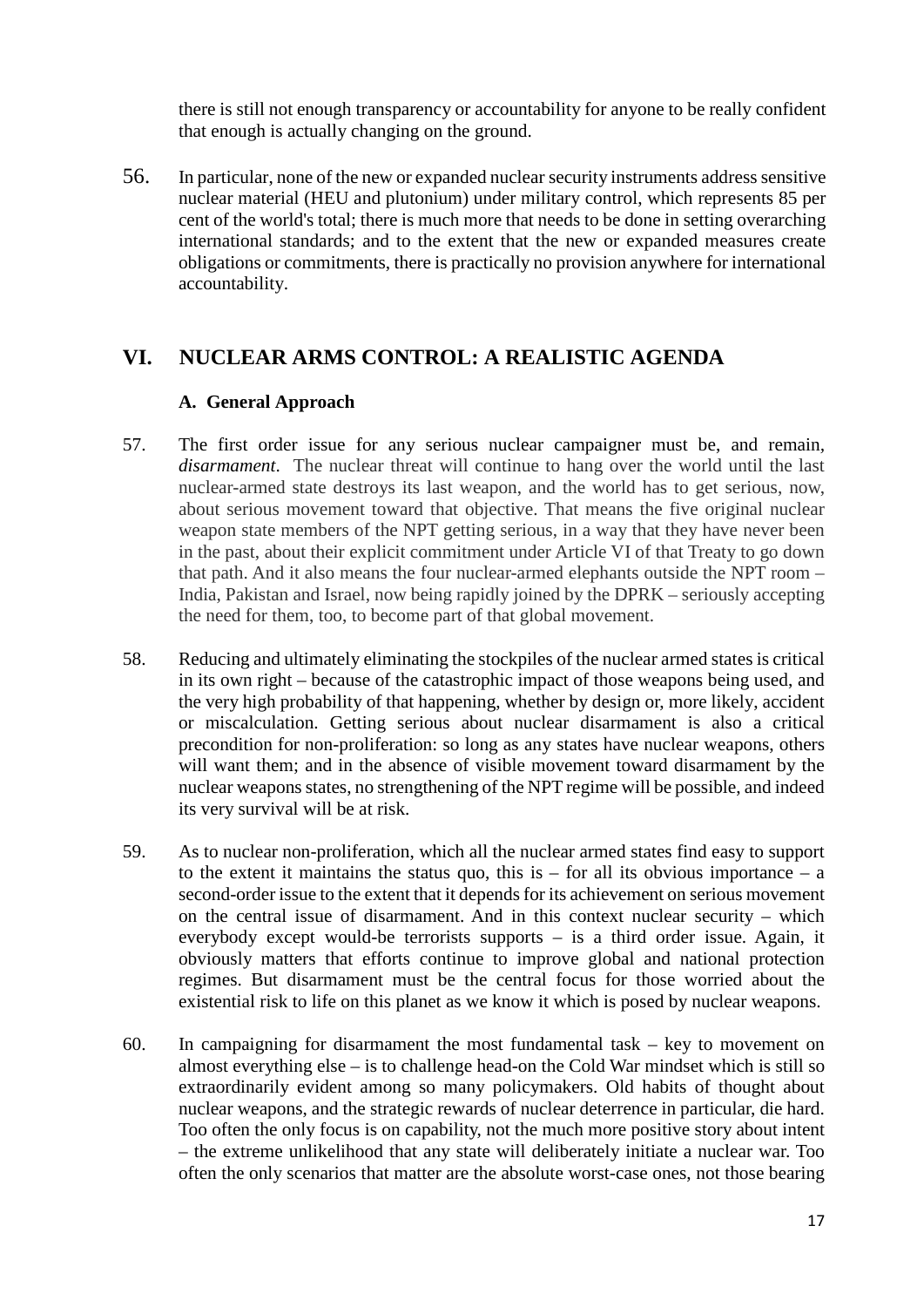there is still not enough transparency or accountability for anyone to be really confident that enough is actually changing on the ground.

56. In particular, none of the new or expanded nuclear security instruments address sensitive nuclear material (HEU and plutonium) under military control, which represents 85 per cent of the world's total; there is much more that needs to be done in setting overarching international standards; and to the extent that the new or expanded measures create obligations or commitments, there is practically no provision anywhere for international accountability.

## VI. NUCLEAR ARMS CONTROL: A REALISTIC AGENDA

### A. General Approach

57. The first order issue for any serious nuclear campaigner must be, and remain, *disarmament*. The nuclear threat will continue to hang over the world until the last nuclear-armed state destroys its last weapon, and the world has to get serious, now, about serious movement toward that objective. That means the five original nuclear weapon state members of the NPT getting serious, in a way that they have never been in the past, about their explicit commitment under Article VI of that Treaty to go down that path. And it also means the four nuclear-armed elephants outside the NPT room – India, Pakistan and Israel, now being rapidly joined by the DPRK – seriously accepting the need for them, too, to become part of that global movement.

58. Reducing and ultimately eliminating the stockpiles of the nuclear armed states is critical in its own right – because of the catastrophic impact of those weapons being used, and the very high probability of that happening, whether by design or, more likely, accident or miscalculation. Getting serious about nuclear disarmament is also a critical precondition for non-proliferation: so long as any states have nuclear weapons, others will want them; and in the absence of visible movement toward disarmament by the nuclear weapons states, no strengthening of the NPT regime will be possible, and indeed its very survival will be at risk.

59. As to nuclear non-proliferation, which all the nuclear armed states find easy to support to the extent it maintains the status quo, this is – for all its obvious importance – a second-order issue to the extent that it depends for its achievement on serious movement on the central issue of disarmament. And in this context nuclear security – which everybody except would-be terrorists supports – is a third order issue. Again, it obviously matters that efforts continue to improve global and national protection regimes. But disarmament must be the central focus for those worried about the existential risk to life on this planet as we know it which is posed by nuclear weapons.

60. In campaigning for disarmament the most fundamental task – key to movement on almost everything else – is to challenge head-on the Cold War mindset which is still so extraordinarily evident among so many policymakers. Old habits of thought about nuclear weapons, and the strategic rewards of nuclear deterrence in particular, die hard. Too often the only focus is on capability, not the much more positive story about intent – the extreme unlikelihood that any state will deliberately initiate a nuclear war. Too often the only scenarios that matter are the absolute worst-case ones, not those bearing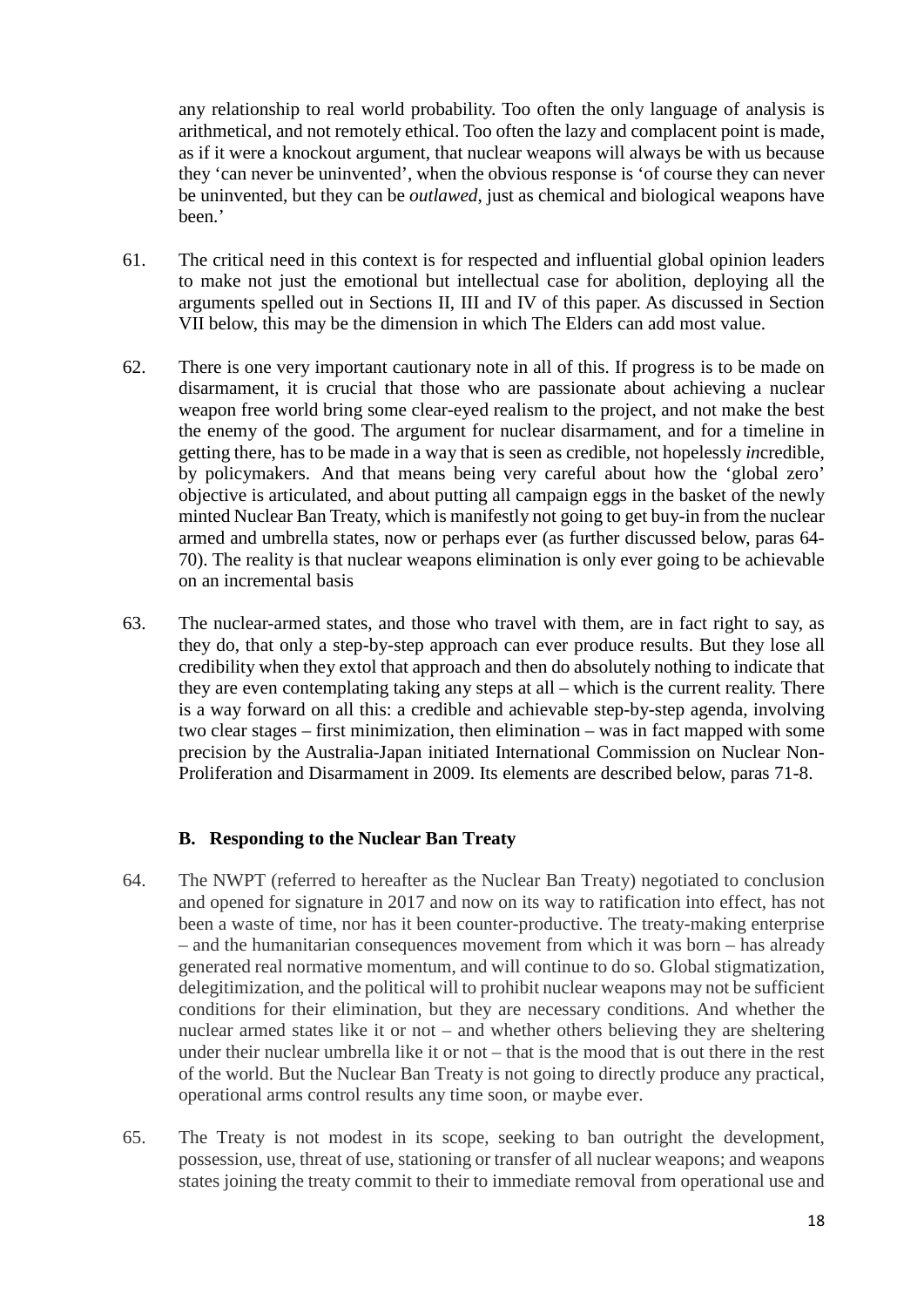any relationship to real world probability. Too often the only language of analysis is arithmetical, and not remotely ethical. Too often the lazy and complacent point is made, as if it were a knockout argument, that nuclear weapons will always be with us because they 'can never be uninvented', when the obvious response is 'of course they can never be uninvented, but they can be *outlawed*, just as chemical and biological weapons have been.'

61. The critical need in this context is for respected and influential global opinion leaders to make not just the emotional but intellectual case for abolition, deploying all the arguments spelled out in Sections II, III and IV of this paper. As discussed in Section VII below, this may be the dimension in which The Elders can add most value.

62. There is one very important cautionary note in all of this. If progress is to be made on disarmament, it is crucial that those who are passionate about achieving a nuclear weapon free world bring some clear-eyed realism to the project, and not make the best the enemy of the good. The argument for nuclear disarmament, and for a timeline in getting there, has to be made in a way that is seen as credible, not hopelessly *in*credible, by policymakers. And that means being very careful about how the 'global zero' objective is articulated, and about putting all campaign eggs in the basket of the newly minted Nuclear Ban Treaty, which is manifestly not going to get buy-in from the nuclear armed and umbrella states, now or perhaps ever (as further discussed below, paras 64-70). The reality is that nuclear weapons elimination is only ever going to be achievable on an incremental basis

63. The nuclear-armed states, and those who travel with them, are in fact right to say, as they do, that only a step-by-step approach can ever produce results. But they lose all credibility when they extol that approach and then do absolutely nothing to indicate that they are even contemplating taking any steps at all – which is the current reality. There is a way forward on all this: a credible and achievable step-by-step agenda, involving two clear stages – first minimization, then elimination – was in fact mapped with some precision by the Australia-Japan initiated International Commission on Nuclear Non-Proliferation and Disarmament in 2009. Its elements are described below, paras 71-8.

### B. Responding to the Nuclear Ban Treaty

64. The NWPT (referred to hereafter as the Nuclear Ban Treaty) negotiated to conclusion and opened for signature in 2017 and now on its way to ratification into effect, has not been a waste of time, nor has it been counter-productive. The treaty-making enterprise – and the humanitarian consequences movement from which it was born – has already generated real normative momentum, and will continue to do so. Global stigmatization, delegitimization, and the political will to prohibit nuclear weapons may not be sufficient conditions for their elimination, but they are necessary conditions. And whether the nuclear armed states like it or not – and whether others believing they are sheltering under their nuclear umbrella like it or not – that is the mood that is out there in the rest of the world. But the Nuclear Ban Treaty is not going to directly produce any practical, operational arms control results any time soon, or maybe ever.

65. The Treaty is not modest in its scope, seeking to ban outright the development, possession, use, threat of use, stationing or transfer of all nuclear weapons; and weapons states joining the treaty commit to their to immediate removal from operational use and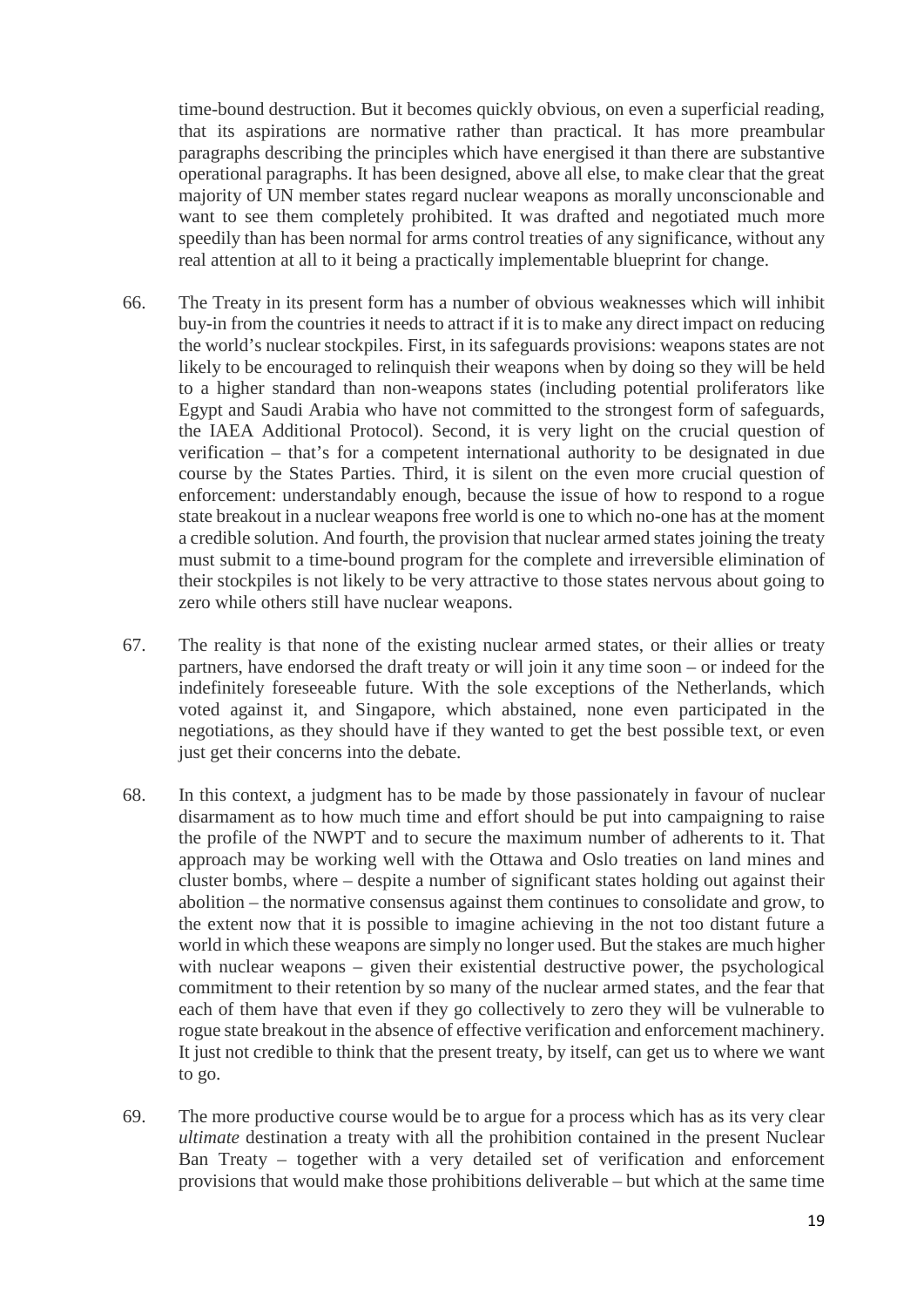time-bound destruction. But it becomes quickly obvious, on even a superficial reading, that its aspirations are normative rather than practical. It has more preambular paragraphs describing the principles which have energised it than there are substantive operational paragraphs. It has been designed, above all else, to make clear that the great majority of UN member states regard nuclear weapons as morally unconscionable and want to see them completely prohibited. It was drafted and negotiated much more speedily than has been normal for arms control treaties of any significance, without any real attention at all to it being a practically implementable blueprint for change.

66. The Treaty in its present form has a number of obvious weaknesses which will inhibit buy-in from the countries it needs to attract if it is to make any direct impact on reducing the world's nuclear stockpiles. First, in its safeguards provisions: weapons states are not likely to be encouraged to relinquish their weapons when by doing so they will be held to a higher standard than non-weapons states (including potential proliferators like Egypt and Saudi Arabia who have not committed to the strongest form of safeguards, the IAEA Additional Protocol). Second, it is very light on the crucial question of verification – that's for a competent international authority to be designated in due course by the States Parties. Third, it is silent on the even more crucial question of enforcement: understandably enough, because the issue of how to respond to a rogue state breakout in a nuclear weapons free world is one to which no-one has at the moment a credible solution. And fourth, the provision that nuclear armed states joining the treaty must submit to a time-bound program for the complete and irreversible elimination of their stockpiles is not likely to be very attractive to those states nervous about going to zero while others still have nuclear weapons.

67. The reality is that none of the existing nuclear armed states, or their allies or treaty partners, have endorsed the draft treaty or will join it any time soon – or indeed for the indefinitely foreseeable future. With the sole exceptions of the Netherlands, which voted against it, and Singapore, which abstained, none even participated in the negotiations, as they should have if they wanted to get the best possible text, or even just get their concerns into the debate.

68. In this context, a judgment has to be made by those passionately in favour of nuclear disarmament as to how much time and effort should be put into campaigning to raise the profile of the NWPT and to secure the maximum number of adherents to it. That approach may be working well with the Ottawa and Oslo treaties on land mines and cluster bombs, where – despite a number of significant states holding out against their abolition – the normative consensus against them continues to consolidate and grow, to the extent now that it is possible to imagine achieving in the not too distant future a world in which these weapons are simply no longer used. But the stakes are much higher with nuclear weapons – given their existential destructive power, the psychological commitment to their retention by so many of the nuclear armed states, and the fear that each of them have that even if they go collectively to zero they will be vulnerable to rogue state breakout in the absence of effective verification and enforcement machinery. It just not credible to think that the present treaty, by itself, can get us to where we want to go.

69. The more productive course would be to argue for a process which has as its very clear *ultimate* destination a treaty with all the prohibition contained in the present Nuclear Ban Treaty – together with a very detailed set of verification and enforcement provisions that would make those prohibitions deliverable – but which at the same time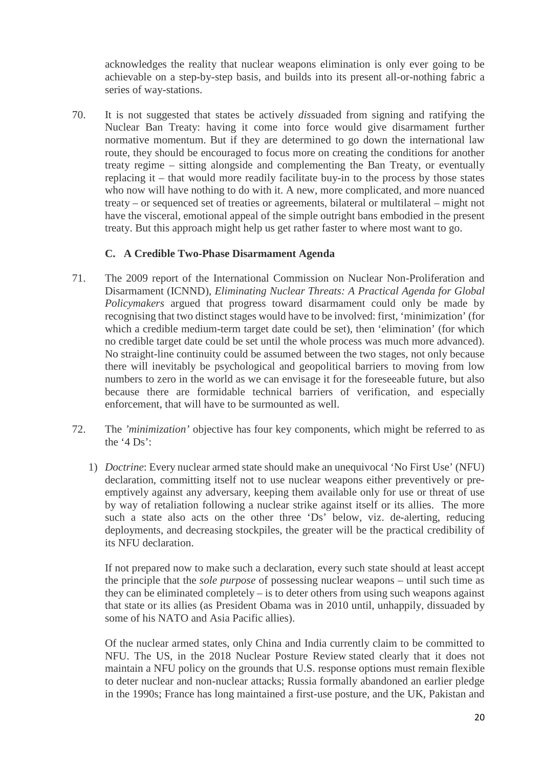acknowledges the reality that nuclear weapons elimination is only ever going to be achievable on a step-by-step basis, and builds into its present all-or-nothing fabric a series of way-stations.

70. It is not suggested that states be actively *dis*suaded from signing and ratifying the Nuclear Ban Treaty: having it come into force would give disarmament further normative momentum. But if they are determined to go down the international law route, they should be encouraged to focus more on creating the conditions for another treaty regime – sitting alongside and complementing the Ban Treaty, or eventually replacing it – that would more readily facilitate buy-in to the process by those states who now will have nothing to do with it. A new, more complicated, and more nuanced treaty – or sequenced set of treaties or agreements, bilateral or multilateral – might not have the visceral, emotional appeal of the simple outright bans embodied in the present treaty. But this approach might help us get rather faster to where most want to go.

### C. A Credible Two-Phase Disarmament Agenda

71. The 2009 report of the International Commission on Nuclear Non-Proliferation and Disarmament (ICNND), *Eliminating Nuclear Threats: A Practical Agenda for Global Policymakers* argued that progress toward disarmament could only be made by recognising that two distinct stages would have to be involved: first, 'minimization' (for which a credible medium-term target date could be set), then 'elimination' (for which no credible target date could be set until the whole process was much more advanced). No straight-line continuity could be assumed between the two stages, not only because there will inevitably be psychological and geopolitical barriers to moving from low numbers to zero in the world as we can envisage it for the foreseeable future, but also because there are formidable technical barriers of verification, and especially enforcement, that will have to be surmounted as well.

72. The *'minimization'* objective has four key components, which might be referred to as the '4 Ds':

   1) *Doctrine*: Every nuclear armed state should make an unequivocal 'No First Use' (NFU) declaration, committing itself not to use nuclear weapons either preventively or pre-emptively against any adversary, keeping them available only for use or threat of use by way of retaliation following a nuclear strike against itself or its allies. The more such a state also acts on the other three 'Ds' below, viz. de-alerting, reducing deployments, and decreasing stockpiles, the greater will be the practical credibility of its NFU declaration.

      If not prepared now to make such a declaration, every such state should at least accept the principle that the *sole purpose* of possessing nuclear weapons – until such time as they can be eliminated completely – is to deter others from using such weapons against that state or its allies (as President Obama was in 2010 until, unhappily, dissuaded by some of his NATO and Asia Pacific allies).

      Of the nuclear armed states, only China and India currently claim to be committed to NFU. The US, in the 2018 Nuclear Posture Review stated clearly that it does not maintain a NFU policy on the grounds that U.S. response options must remain flexible to deter nuclear and non-nuclear attacks; Russia formally abandoned an earlier pledge in the 1990s; France has long maintained a first-use posture, and the UK, Pakistan and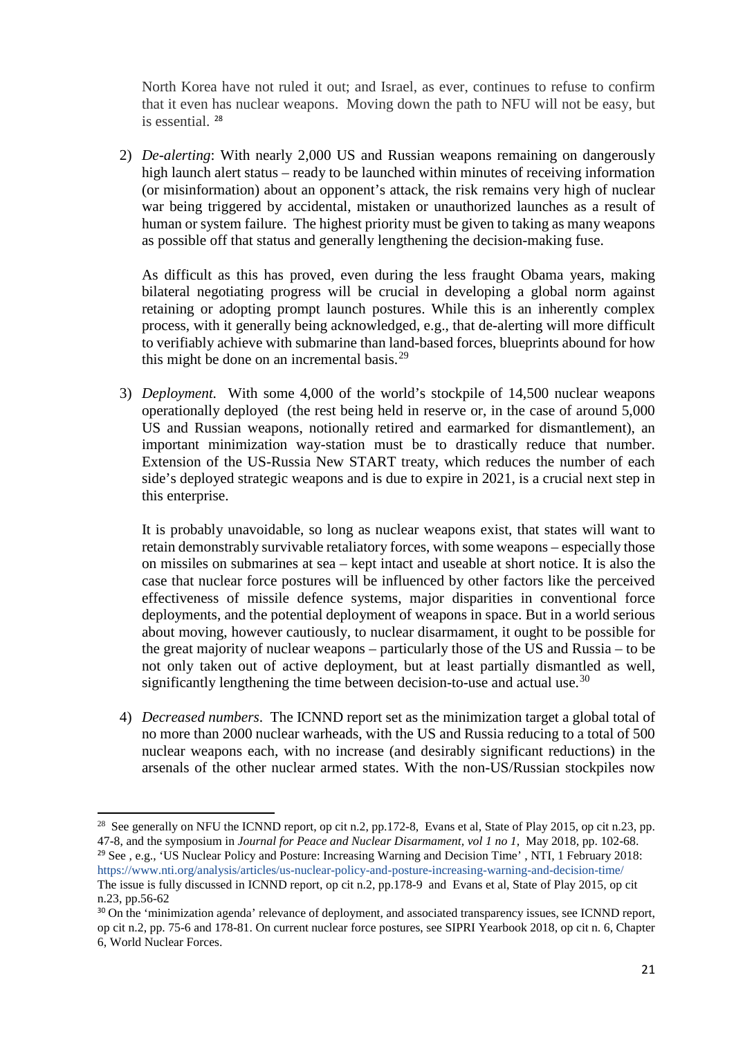North Korea have not ruled it out; and Israel, as ever, continues to refuse to confirm that it even has nuclear weapons. Moving down the path to NFU will not be easy, but is essential. [28]

2) *De-alerting*: With nearly 2,000 US and Russian weapons remaining on dangerously high launch alert status – ready to be launched within minutes of receiving information (or misinformation) about an opponent's attack, the risk remains very high of nuclear war being triggered by accidental, mistaken or unauthorized launches as a result of human or system failure. The highest priority must be given to taking as many weapons as possible off that status and generally lengthening the decision-making fuse.

   As difficult as this has proved, even during the less fraught Obama years, making bilateral negotiating progress will be crucial in developing a global norm against retaining or adopting prompt launch postures. While this is an inherently complex process, with it generally being acknowledged, e.g., that de-alerting will more difficult to verifiably achieve with submarine than land-based forces, blueprints abound for how this might be done on an incremental basis.[29]

3) *Deployment.* With some 4,000 of the world's stockpile of 14,500 nuclear weapons operationally deployed (the rest being held in reserve or, in the case of around 5,000 US and Russian weapons, notionally retired and earmarked for dismantlement), an important minimization way-station must be to drastically reduce that number. Extension of the US-Russia New START treaty, which reduces the number of each side's deployed strategic weapons and is due to expire in 2021, is a crucial next step in this enterprise.

   It is probably unavoidable, so long as nuclear weapons exist, that states will want to retain demonstrably survivable retaliatory forces, with some weapons – especially those on missiles on submarines at sea – kept intact and useable at short notice. It is also the case that nuclear force postures will be influenced by other factors like the perceived effectiveness of missile defence systems, major disparities in conventional force deployments, and the potential deployment of weapons in space. But in a world serious about moving, however cautiously, to nuclear disarmament, it ought to be possible for the great majority of nuclear weapons – particularly those of the US and Russia – to be not only taken out of active deployment, but at least partially dismantled as well, significantly lengthening the time between decision-to-use and actual use.[30]

4) *Decreased numbers.* The ICNND report set as the minimization target a global total of no more than 2000 nuclear warheads, with the US and Russia reducing to a total of 500 nuclear weapons each, with no increase (and desirably significant reductions) in the arsenals of the other nuclear armed states. With the non-US/Russian stockpiles now

---

[28] See generally on NFU the ICNND report, op cit n.2, pp.172-8, Evans et al, State of Play 2015, op cit n.23, pp. 47-8, and the symposium in *Journal for Peace and Nuclear Disarmament, vol 1 no 1,* May 2018, pp. 102-68.

[29] See , e.g., 'US Nuclear Policy and Posture: Increasing Warning and Decision Time' , NTI, 1 February 2018: https://www.nti.org/analysis/articles/us-nuclear-policy-and-posture-increasing-warning-and-decision-time/ The issue is fully discussed in ICNND report, op cit n.2, pp.178-9 and Evans et al, State of Play 2015, op cit n.23, pp.56-62

[30] On the 'minimization agenda' relevance of deployment, and associated transparency issues, see ICNND report, op cit n.2, pp. 75-6 and 178-81. On current nuclear force postures, see SIPRI Yearbook 2018, op cit n. 6, Chapter 6, World Nuclear Forces.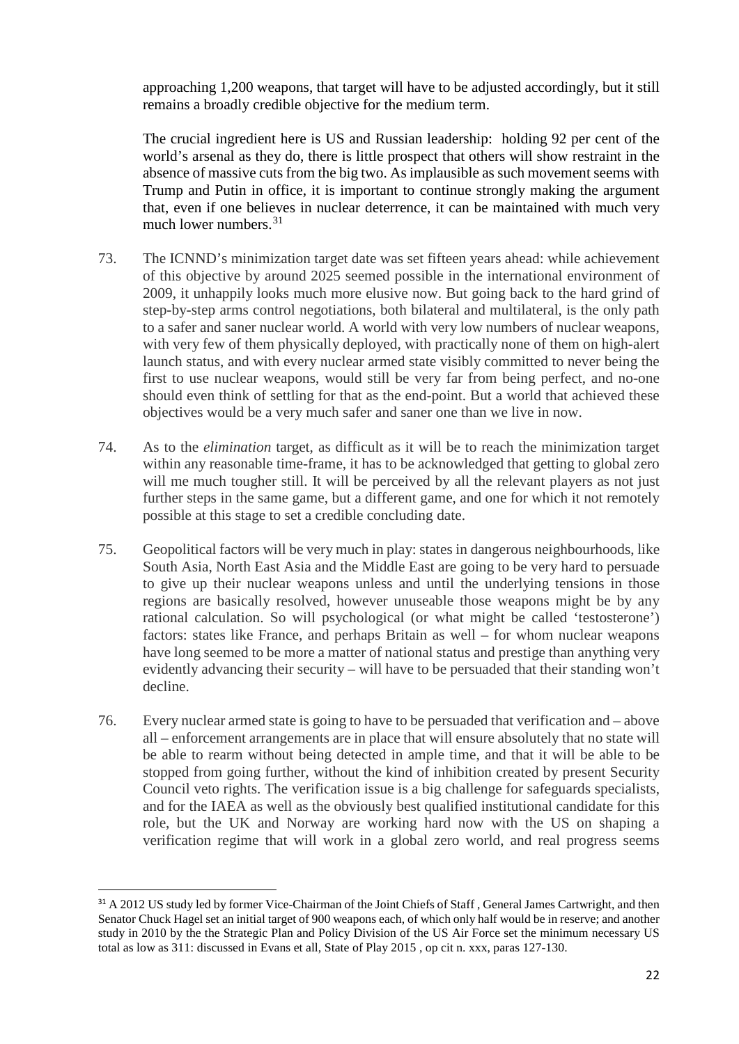approaching 1,200 weapons, that target will have to be adjusted accordingly, but it still remains a broadly credible objective for the medium term.

The crucial ingredient here is US and Russian leadership: holding 92 per cent of the world's arsenal as they do, there is little prospect that others will show restraint in the absence of massive cuts from the big two. As implausible as such movement seems with Trump and Putin in office, it is important to continue strongly making the argument that, even if one believes in nuclear deterrence, it can be maintained with much very much lower numbers.[31]

73. The ICNND's minimization target date was set fifteen years ahead: while achievement of this objective by around 2025 seemed possible in the international environment of 2009, it unhappily looks much more elusive now. But going back to the hard grind of step-by-step arms control negotiations, both bilateral and multilateral, is the only path to a safer and saner nuclear world. A world with very low numbers of nuclear weapons, with very few of them physically deployed, with practically none of them on high-alert launch status, and with every nuclear armed state visibly committed to never being the first to use nuclear weapons, would still be very far from being perfect, and no-one should even think of settling for that as the end-point. But a world that achieved these objectives would be a very much safer and saner one than we live in now.

74. As to the *elimination* target, as difficult as it will be to reach the minimization target within any reasonable time-frame, it has to be acknowledged that getting to global zero will me much tougher still. It will be perceived by all the relevant players as not just further steps in the same game, but a different game, and one for which it not remotely possible at this stage to set a credible concluding date.

75. Geopolitical factors will be very much in play: states in dangerous neighbourhoods, like South Asia, North East Asia and the Middle East are going to be very hard to persuade to give up their nuclear weapons unless and until the underlying tensions in those regions are basically resolved, however unuseable those weapons might be by any rational calculation. So will psychological (or what might be called 'testosterone') factors: states like France, and perhaps Britain as well – for whom nuclear weapons have long seemed to be more a matter of national status and prestige than anything very evidently advancing their security – will have to be persuaded that their standing won't decline.

76. Every nuclear armed state is going to have to be persuaded that verification and – above all – enforcement arrangements are in place that will ensure absolutely that no state will be able to rearm without being detected in ample time, and that it will be able to be stopped from going further, without the kind of inhibition created by present Security Council veto rights. The verification issue is a big challenge for safeguards specialists, and for the IAEA as well as the obviously best qualified institutional candidate for this role, but the UK and Norway are working hard now with the US on shaping a verification regime that will work in a global zero world, and real progress seems

[31] A 2012 US study led by former Vice-Chairman of the Joint Chiefs of Staff , General James Cartwright, and then Senator Chuck Hagel set an initial target of 900 weapons each, of which only half would be in reserve; and another study in 2010 by the the Strategic Plan and Policy Division of the US Air Force set the minimum necessary US total as low as 311: discussed in Evans et all, State of Play 2015 , op cit n. xxx, paras 127-130.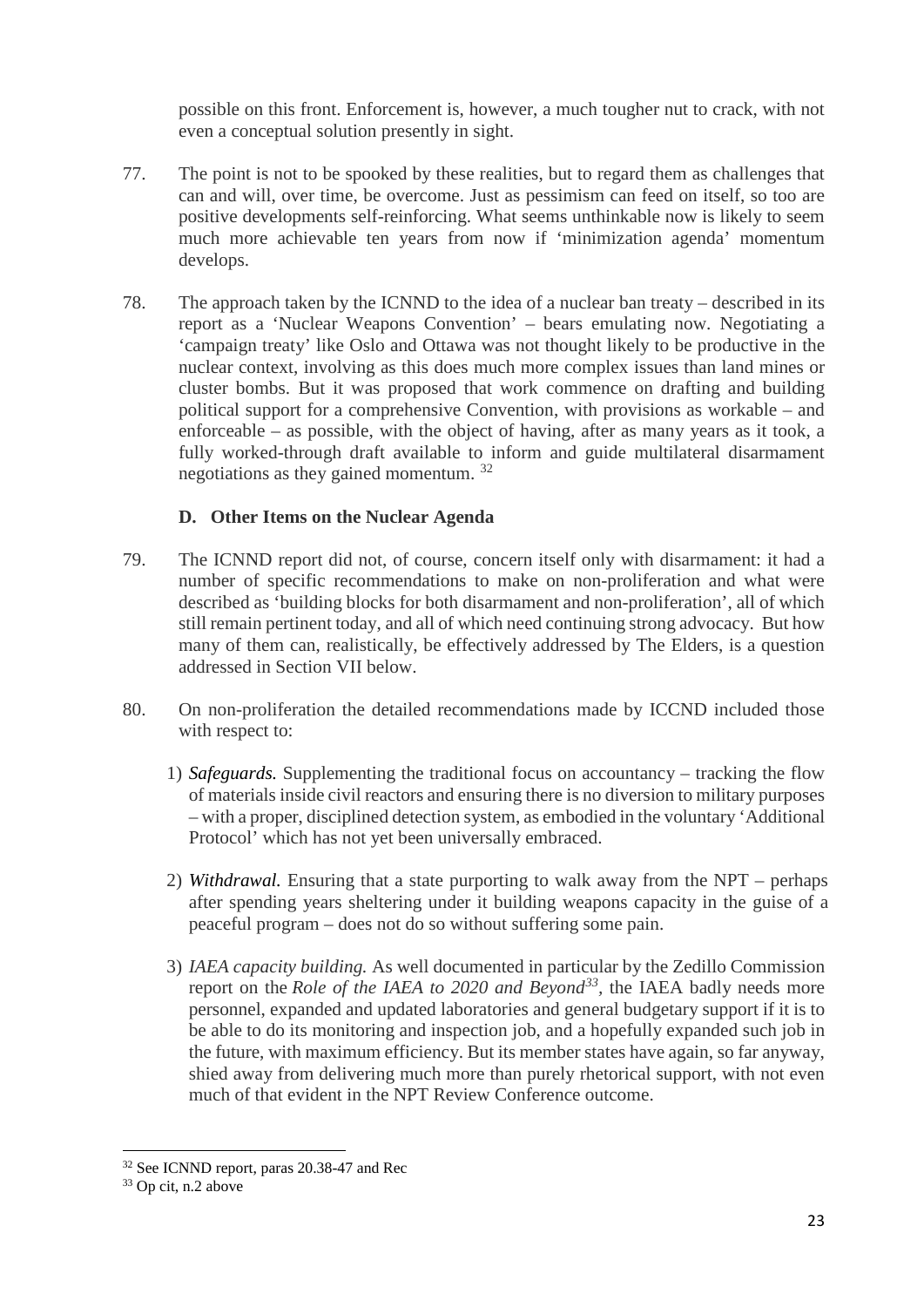possible on this front. Enforcement is, however, a much tougher nut to crack, with not even a conceptual solution presently in sight.

77. The point is not to be spooked by these realities, but to regard them as challenges that can and will, over time, be overcome. Just as pessimism can feed on itself, so too are positive developments self-reinforcing. What seems unthinkable now is likely to seem much more achievable ten years from now if 'minimization agenda' momentum develops.

78. The approach taken by the ICNND to the idea of a nuclear ban treaty – described in its report as a 'Nuclear Weapons Convention' – bears emulating now. Negotiating a 'campaign treaty' like Oslo and Ottawa was not thought likely to be productive in the nuclear context, involving as this does much more complex issues than land mines or cluster bombs. But it was proposed that work commence on drafting and building political support for a comprehensive Convention, with provisions as workable – and enforceable – as possible, with the object of having, after as many years as it took, a fully worked-through draft available to inform and guide multilateral disarmament negotiations as they gained momentum. [32]

### D. Other Items on the Nuclear Agenda

79. The ICNND report did not, of course, concern itself only with disarmament: it had a number of specific recommendations to make on non-proliferation and what were described as 'building blocks for both disarmament and non-proliferation', all of which still remain pertinent today, and all of which need continuing strong advocacy. But how many of them can, realistically, be effectively addressed by The Elders, is a question addressed in Section VII below.

80. On non-proliferation the detailed recommendations made by ICCND included those with respect to:

1) ***Safeguards.*** Supplementing the traditional focus on accountancy – tracking the flow of materials inside civil reactors and ensuring there is no diversion to military purposes – with a proper, disciplined detection system, as embodied in the voluntary 'Additional Protocol' which has not yet been universally embraced.

2) ***Withdrawal.*** Ensuring that a state purporting to walk away from the NPT – perhaps after spending years sheltering under it building weapons capacity in the guise of a peaceful program – does not do so without suffering some pain.

3) *IAEA capacity building.* As well documented in particular by the Zedillo Commission report on the *Role of the IAEA to 2020 and Beyond*[33], the IAEA badly needs more personnel, expanded and updated laboratories and general budgetary support if it is to be able to do its monitoring and inspection job, and a hopefully expanded such job in the future, with maximum efficiency. But its member states have again, so far anyway, shied away from delivering much more than purely rhetorical support, with not even much of that evident in the NPT Review Conference outcome.

---

[32] See ICNND report, paras 20.38-47 and Rec

[33] Op cit, n.2 above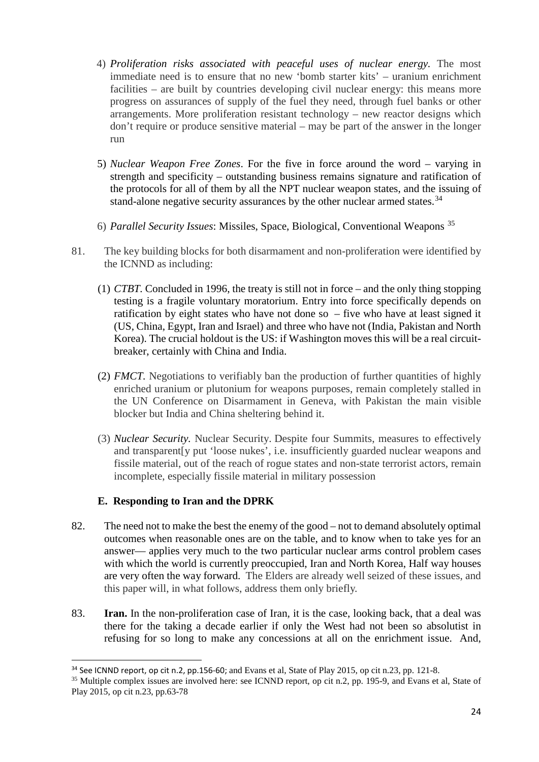4) *Proliferation risks associated with peaceful uses of nuclear energy.* The most immediate need is to ensure that no new 'bomb starter kits' – uranium enrichment facilities – are built by countries developing civil nuclear energy: this means more progress on assurances of supply of the fuel they need, through fuel banks or other arrangements. More proliferation resistant technology – new reactor designs which don't require or produce sensitive material – may be part of the answer in the longer run

5) *Nuclear Weapon Free Zones*. For the five in force around the word – varying in strength and specificity – outstanding business remains signature and ratification of the protocols for all of them by all the NPT nuclear weapon states, and the issuing of stand-alone negative security assurances by the other nuclear armed states.[34]

6) *Parallel Security Issues*: Missiles, Space, Biological, Conventional Weapons [35]

81. The key building blocks for both disarmament and non-proliferation were identified by the ICNND as including:

(1) *CTBT.* Concluded in 1996, the treaty is still not in force – and the only thing stopping testing is a fragile voluntary moratorium. Entry into force specifically depends on ratification by eight states who have not done so – five who have at least signed it (US, China, Egypt, Iran and Israel) and three who have not (India, Pakistan and North Korea). The crucial holdout is the US: if Washington moves this will be a real circuit-breaker, certainly with China and India.

(2) *FMCT.* Negotiations to verifiably ban the production of further quantities of highly enriched uranium or plutonium for weapons purposes, remain completely stalled in the UN Conference on Disarmament in Geneva, with Pakistan the main visible blocker but India and China sheltering behind it.

(3) *Nuclear Security.* Nuclear Security. Despite four Summits, measures to effectively and transparent[y put 'loose nukes', i.e. insufficiently guarded nuclear weapons and fissile material, out of the reach of rogue states and non-state terrorist actors, remain incomplete, especially fissile material in military possession

### E. Responding to Iran and the DPRK

82. The need not to make the best the enemy of the good – not to demand absolutely optimal outcomes when reasonable ones are on the table, and to know when to take yes for an answer— applies very much to the two particular nuclear arms control problem cases with which the world is currently preoccupied, Iran and North Korea, Half way houses are very often the way forward. The Elders are already well seized of these issues, and this paper will, in what follows, address them only briefly.

83. **Iran.** In the non-proliferation case of Iran, it is the case, looking back, that a deal was there for the taking a decade earlier if only the West had not been so absolutist in refusing for so long to make any concessions at all on the enrichment issue. And,

---

[34] See ICNND report, op cit n.2, pp.156-60; and Evans et al, State of Play 2015, op cit n.23, pp. 121-8.

[35] Multiple complex issues are involved here: see ICNND report, op cit n.2, pp. 195-9, and Evans et al, State of Play 2015, op cit n.23, pp.63-78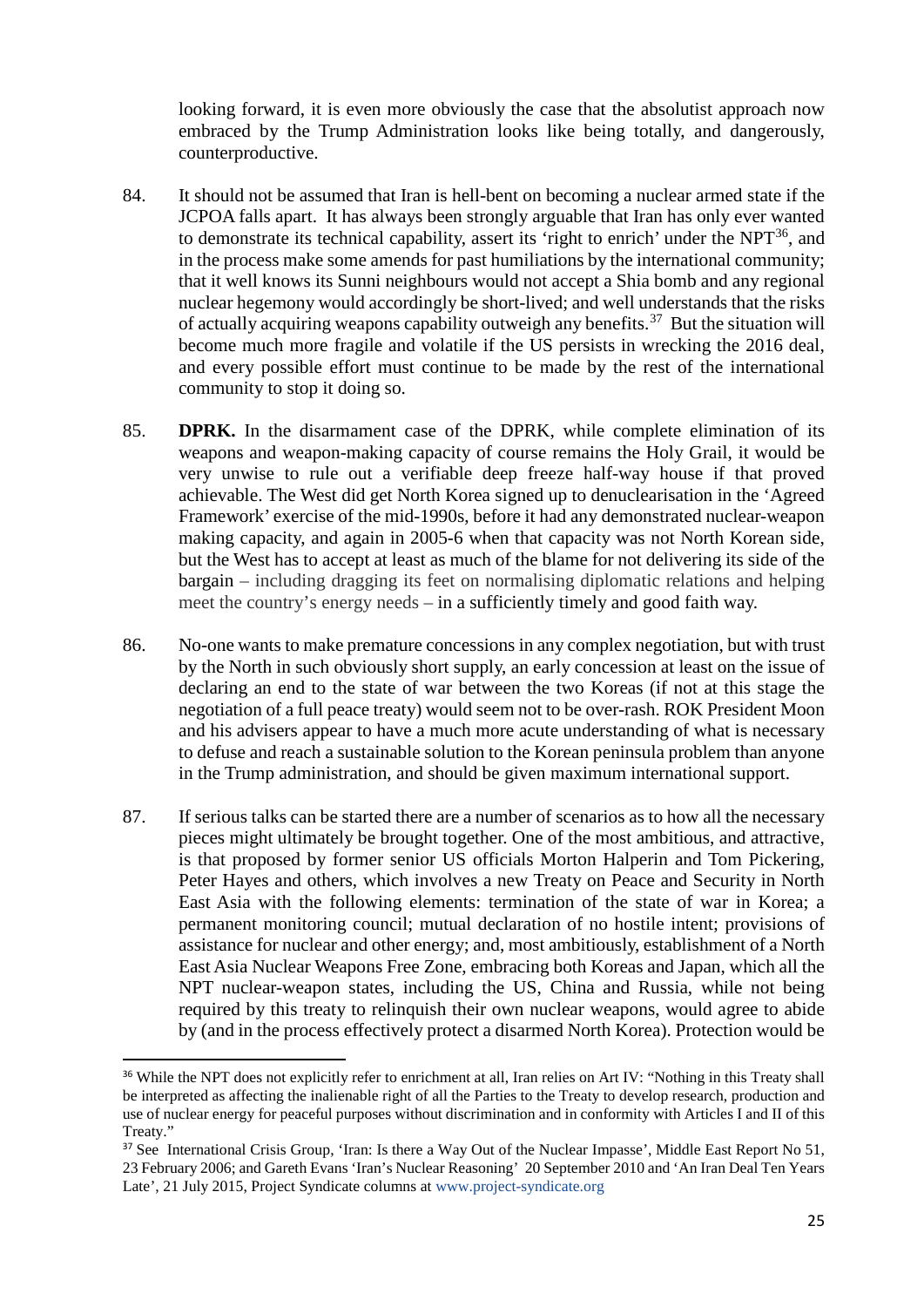looking forward, it is even more obviously the case that the absolutist approach now embraced by the Trump Administration looks like being totally, and dangerously, counterproductive.

84. It should not be assumed that Iran is hell-bent on becoming a nuclear armed state if the JCPOA falls apart. It has always been strongly arguable that Iran has only ever wanted to demonstrate its technical capability, assert its 'right to enrich' under the NPT[36], and in the process make some amends for past humiliations by the international community; that it well knows its Sunni neighbours would not accept a Shia bomb and any regional nuclear hegemony would accordingly be short-lived; and well understands that the risks of actually acquiring weapons capability outweigh any benefits.[37] But the situation will become much more fragile and volatile if the US persists in wrecking the 2016 deal, and every possible effort must continue to be made by the rest of the international community to stop it doing so.

85. **DPRK.** In the disarmament case of the DPRK, while complete elimination of its weapons and weapon-making capacity of course remains the Holy Grail, it would be very unwise to rule out a verifiable deep freeze half-way house if that proved achievable. The West did get North Korea signed up to denuclearisation in the 'Agreed Framework' exercise of the mid-1990s, before it had any demonstrated nuclear-weapon making capacity, and again in 2005-6 when that capacity was not North Korean side, but the West has to accept at least as much of the blame for not delivering its side of the bargain – including dragging its feet on normalising diplomatic relations and helping meet the country's energy needs – in a sufficiently timely and good faith way.

86. No-one wants to make premature concessions in any complex negotiation, but with trust by the North in such obviously short supply, an early concession at least on the issue of declaring an end to the state of war between the two Koreas (if not at this stage the negotiation of a full peace treaty) would seem not to be over-rash. ROK President Moon and his advisers appear to have a much more acute understanding of what is necessary to defuse and reach a sustainable solution to the Korean peninsula problem than anyone in the Trump administration, and should be given maximum international support.

87. If serious talks can be started there are a number of scenarios as to how all the necessary pieces might ultimately be brought together. One of the most ambitious, and attractive, is that proposed by former senior US officials Morton Halperin and Tom Pickering, Peter Hayes and others, which involves a new Treaty on Peace and Security in North East Asia with the following elements: termination of the state of war in Korea; a permanent monitoring council; mutual declaration of no hostile intent; provisions of assistance for nuclear and other energy; and, most ambitiously, establishment of a North East Asia Nuclear Weapons Free Zone, embracing both Koreas and Japan, which all the NPT nuclear-weapon states, including the US, China and Russia, while not being required by this treaty to relinquish their own nuclear weapons, would agree to abide by (and in the process effectively protect a disarmed North Korea). Protection would be

---

[36] While the NPT does not explicitly refer to enrichment at all, Iran relies on Art IV: "Nothing in this Treaty shall be interpreted as affecting the inalienable right of all the Parties to the Treaty to develop research, production and use of nuclear energy for peaceful purposes without discrimination and in conformity with Articles I and II of this Treaty."

[37] See International Crisis Group, 'Iran: Is there a Way Out of the Nuclear Impasse', Middle East Report No 51, 23 February 2006; and Gareth Evans 'Iran's Nuclear Reasoning' 20 September 2010 and 'An Iran Deal Ten Years Late', 21 July 2015, Project Syndicate columns at www.project-syndicate.org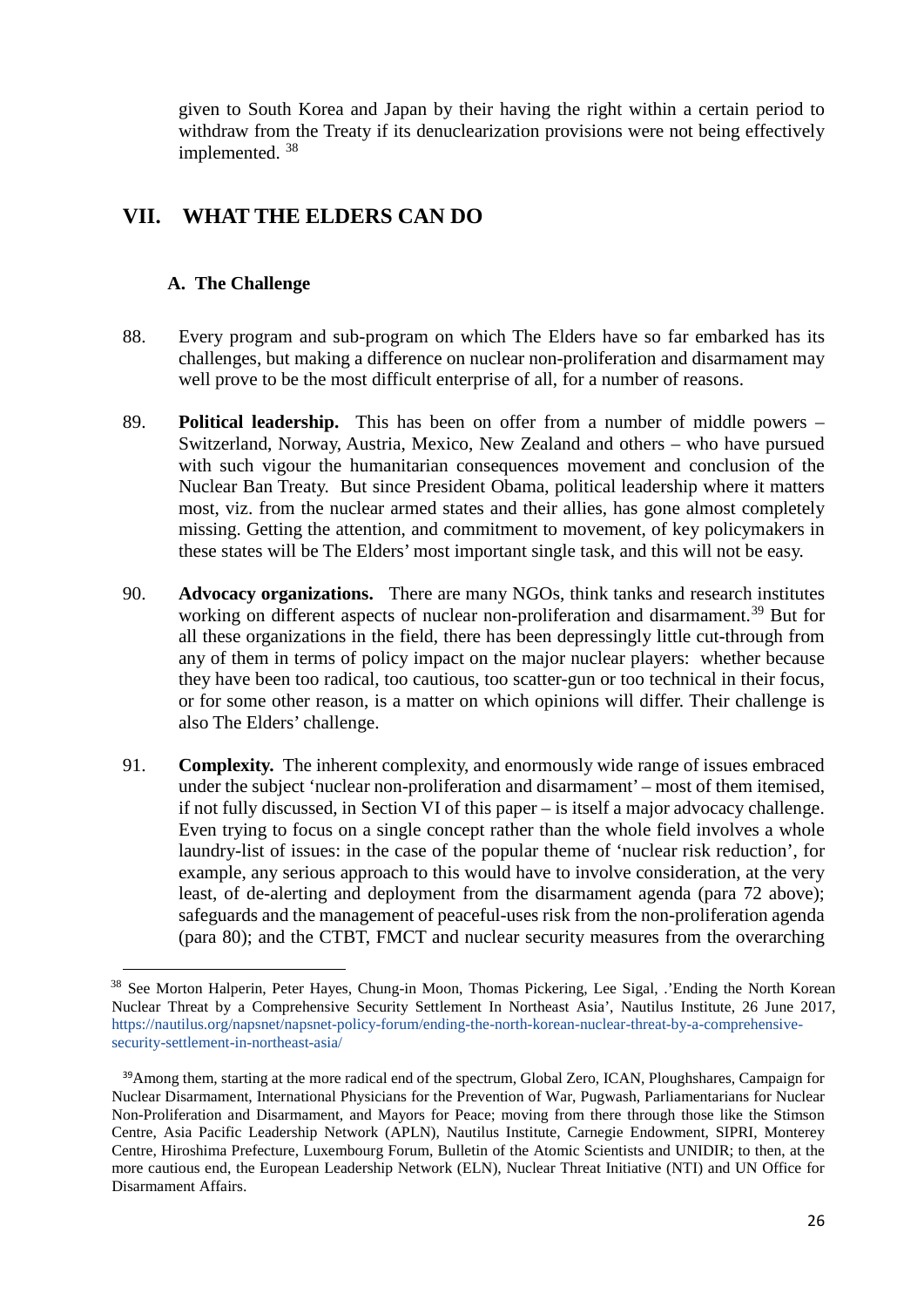given to South Korea and Japan by their having the right within a certain period to withdraw from the Treaty if its denuclearization provisions were not being effectively implemented. [38]

## VII. WHAT THE ELDERS CAN DO

### A. The Challenge

88. Every program and sub-program on which The Elders have so far embarked has its challenges, but making a difference on nuclear non-proliferation and disarmament may well prove to be the most difficult enterprise of all, for a number of reasons.

89. **Political leadership.** This has been on offer from a number of middle powers – Switzerland, Norway, Austria, Mexico, New Zealand and others – who have pursued with such vigour the humanitarian consequences movement and conclusion of the Nuclear Ban Treaty. But since President Obama, political leadership where it matters most, viz. from the nuclear armed states and their allies, has gone almost completely missing. Getting the attention, and commitment to movement, of key policymakers in these states will be The Elders' most important single task, and this will not be easy.

90. **Advocacy organizations.** There are many NGOs, think tanks and research institutes working on different aspects of nuclear non-proliferation and disarmament.[39] But for all these organizations in the field, there has been depressingly little cut-through from any of them in terms of policy impact on the major nuclear players: whether because they have been too radical, too cautious, too scatter-gun or too technical in their focus, or for some other reason, is a matter on which opinions will differ. Their challenge is also The Elders' challenge.

91. **Complexity.** The inherent complexity, and enormously wide range of issues embraced under the subject 'nuclear non-proliferation and disarmament' – most of them itemised, if not fully discussed, in Section VI of this paper – is itself a major advocacy challenge. Even trying to focus on a single concept rather than the whole field involves a whole laundry-list of issues: in the case of the popular theme of 'nuclear risk reduction', for example, any serious approach to this would have to involve consideration, at the very least, of de-alerting and deployment from the disarmament agenda (para 72 above); safeguards and the management of peaceful-uses risk from the non-proliferation agenda (para 80); and the CTBT, FMCT and nuclear security measures from the overarching

---

[38] See Morton Halperin, Peter Hayes, Chung-in Moon, Thomas Pickering, Lee Sigal, .'Ending the North Korean Nuclear Threat by a Comprehensive Security Settlement In Northeast Asia', Nautilus Institute, 26 June 2017, https://nautilus.org/napsnet/napsnet-policy-forum/ending-the-north-korean-nuclear-threat-by-a-comprehensive-security-settlement-in-northeast-asia/

[39] Among them, starting at the more radical end of the spectrum, Global Zero, ICAN, Ploughshares, Campaign for Nuclear Disarmament, International Physicians for the Prevention of War, Pugwash, Parliamentarians for Nuclear Non-Proliferation and Disarmament, and Mayors for Peace; moving from there through those like the Stimson Centre, Asia Pacific Leadership Network (APLN), Nautilus Institute, Carnegie Endowment, SIPRI, Monterey Centre, Hiroshima Prefecture, Luxembourg Forum, Bulletin of the Atomic Scientists and UNIDIR; to then, at the more cautious end, the European Leadership Network (ELN), Nuclear Threat Initiative (NTI) and UN Office for Disarmament Affairs.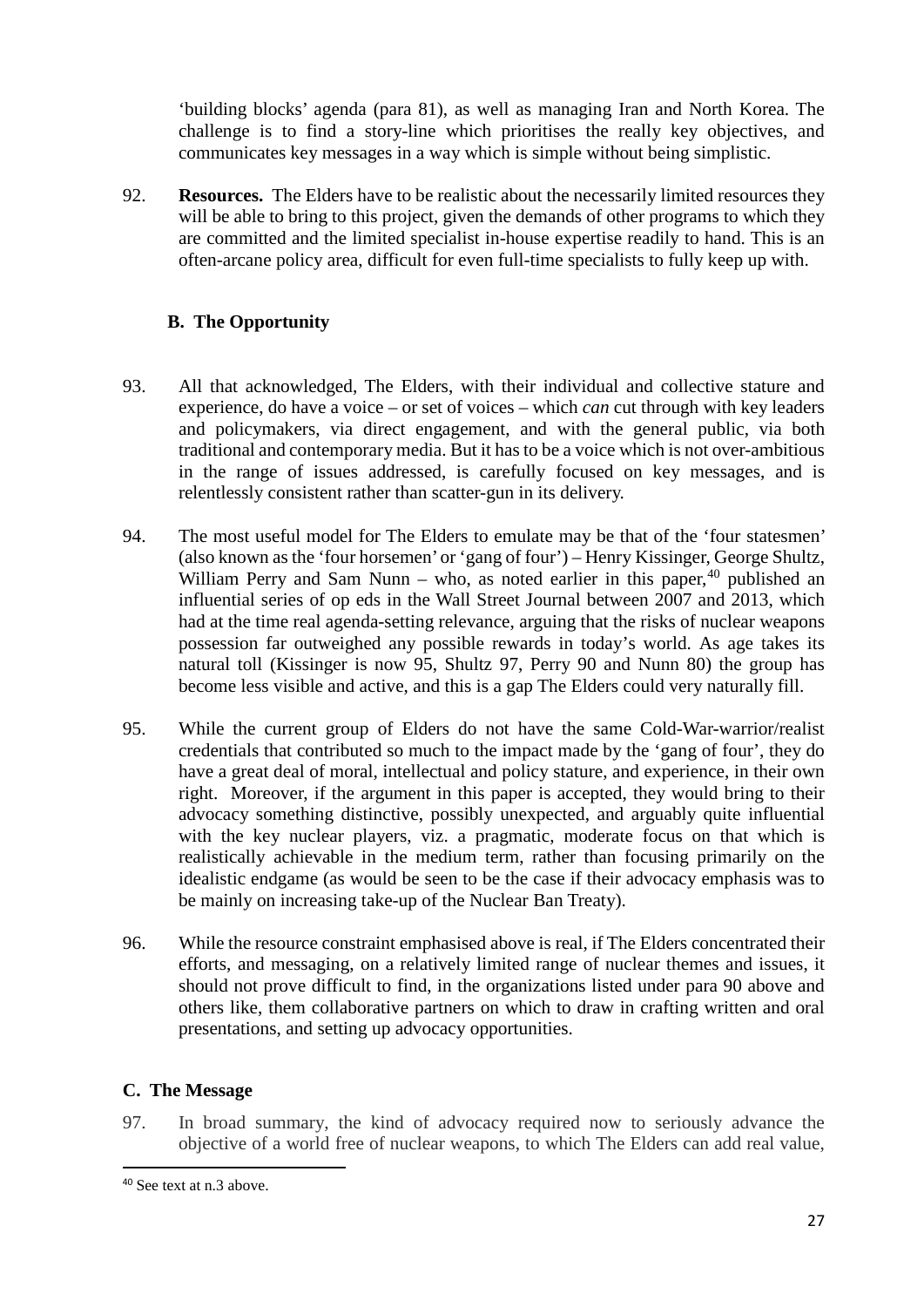'building blocks' agenda (para 81), as well as managing Iran and North Korea. The challenge is to find a story-line which prioritises the really key objectives, and communicates key messages in a way which is simple without being simplistic.

92. **Resources.** The Elders have to be realistic about the necessarily limited resources they will be able to bring to this project, given the demands of other programs to which they are committed and the limited specialist in-house expertise readily to hand. This is an often-arcane policy area, difficult for even full-time specialists to fully keep up with.

### B. The Opportunity

93. All that acknowledged, The Elders, with their individual and collective stature and experience, do have a voice – or set of voices – which *can* cut through with key leaders and policymakers, via direct engagement, and with the general public, via both traditional and contemporary media. But it has to be a voice which is not over-ambitious in the range of issues addressed, is carefully focused on key messages, and is relentlessly consistent rather than scatter-gun in its delivery.

94. The most useful model for The Elders to emulate may be that of the 'four statesmen' (also known as the 'four horsemen' or 'gang of four') – Henry Kissinger, George Shultz, William Perry and Sam Nunn – who, as noted earlier in this paper,[40] published an influential series of op eds in the Wall Street Journal between 2007 and 2013, which had at the time real agenda-setting relevance, arguing that the risks of nuclear weapons possession far outweighed any possible rewards in today's world. As age takes its natural toll (Kissinger is now 95, Shultz 97, Perry 90 and Nunn 80) the group has become less visible and active, and this is a gap The Elders could very naturally fill.

95. While the current group of Elders do not have the same Cold-War-warrior/realist credentials that contributed so much to the impact made by the 'gang of four', they do have a great deal of moral, intellectual and policy stature, and experience, in their own right. Moreover, if the argument in this paper is accepted, they would bring to their advocacy something distinctive, possibly unexpected, and arguably quite influential with the key nuclear players, viz. a pragmatic, moderate focus on that which is realistically achievable in the medium term, rather than focusing primarily on the idealistic endgame (as would be seen to be the case if their advocacy emphasis was to be mainly on increasing take-up of the Nuclear Ban Treaty).

96. While the resource constraint emphasised above is real, if The Elders concentrated their efforts, and messaging, on a relatively limited range of nuclear themes and issues, it should not prove difficult to find, in the organizations listed under para 90 above and others like, them collaborative partners on which to draw in crafting written and oral presentations, and setting up advocacy opportunities.

### C. The Message

97. In broad summary, the kind of advocacy required now to seriously advance the objective of a world free of nuclear weapons, to which The Elders can add real value,

---

[40] See text at n.3 above.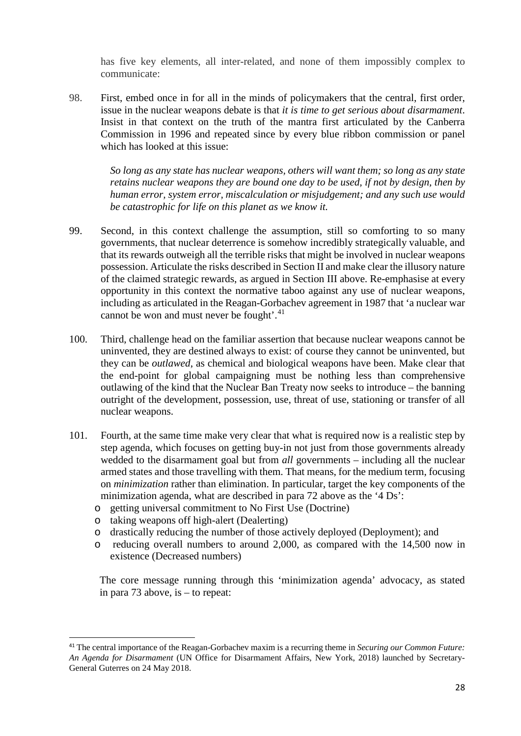has five key elements, all inter-related, and none of them impossibly complex to communicate:

98. First, embed once in for all in the minds of policymakers that the central, first order, issue in the nuclear weapons debate is that *it is time to get serious about disarmament*. Insist in that context on the truth of the mantra first articulated by the Canberra Commission in 1996 and repeated since by every blue ribbon commission or panel which has looked at this issue:

> *So long as any state has nuclear weapons, others will want them; so long as any state retains nuclear weapons they are bound one day to be used, if not by design, then by human error, system error, miscalculation or misjudgement; and any such use would be catastrophic for life on this planet as we know it.*

99. Second, in this context challenge the assumption, still so comforting to so many governments, that nuclear deterrence is somehow incredibly strategically valuable, and that its rewards outweigh all the terrible risks that might be involved in nuclear weapons possession. Articulate the risks described in Section II and make clear the illusory nature of the claimed strategic rewards, as argued in Section III above. Re-emphasise at every opportunity in this context the normative taboo against any use of nuclear weapons, including as articulated in the Reagan-Gorbachev agreement in 1987 that 'a nuclear war cannot be won and must never be fought'.[41]

100. Third, challenge head on the familiar assertion that because nuclear weapons cannot be uninvented, they are destined always to exist: of course they cannot be uninvented, but they can be *outlawed*, as chemical and biological weapons have been. Make clear that the end-point for global campaigning must be nothing less than comprehensive outlawing of the kind that the Nuclear Ban Treaty now seeks to introduce – the banning outright of the development, possession, use, threat of use, stationing or transfer of all nuclear weapons.

101. Fourth, at the same time make very clear that what is required now is a realistic step by step agenda, which focuses on getting buy-in not just from those governments already wedded to the disarmament goal but from *all* governments – including all the nuclear armed states and those travelling with them. That means, for the medium term, focusing on *minimization* rather than elimination. In particular, target the key components of the minimization agenda, what are described in para 72 above as the '4 Ds':

- getting universal commitment to No First Use (Doctrine)
- taking weapons off high-alert (Dealerting)
- drastically reducing the number of those actively deployed (Deployment); and
- reducing overall numbers to around 2,000, as compared with the 14,500 now in existence (Decreased numbers)

The core message running through this 'minimization agenda' advocacy, as stated in para 73 above, is – to repeat:

[41] The central importance of the Reagan-Gorbachev maxim is a recurring theme in *Securing our Common Future: An Agenda for Disarmament* (UN Office for Disarmament Affairs, New York, 2018) launched by Secretary-General Guterres on 24 May 2018.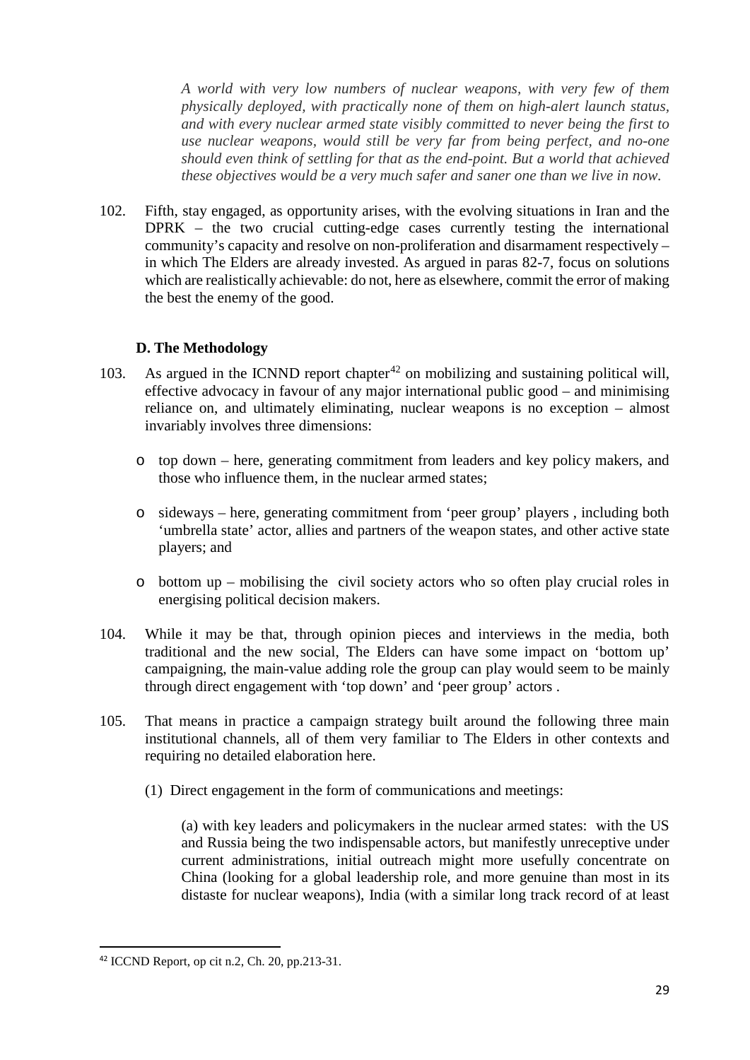*A world with very low numbers of nuclear weapons, with very few of them physically deployed, with practically none of them on high-alert launch status, and with every nuclear armed state visibly committed to never being the first to use nuclear weapons, would still be very far from being perfect, and no-one should even think of settling for that as the end-point. But a world that achieved these objectives would be a very much safer and saner one than we live in now.*

102. Fifth, stay engaged, as opportunity arises, with the evolving situations in Iran and the DPRK – the two crucial cutting-edge cases currently testing the international community's capacity and resolve on non-proliferation and disarmament respectively – in which The Elders are already invested. As argued in paras 82-7, focus on solutions which are realistically achievable: do not, here as elsewhere, commit the error of making the best the enemy of the good.

### D. The Methodology

103. As argued in the ICNND report chapter[42] on mobilizing and sustaining political will, effective advocacy in favour of any major international public good – and minimising reliance on, and ultimately eliminating, nuclear weapons is no exception – almost invariably involves three dimensions:

- top down – here, generating commitment from leaders and key policy makers, and those who influence them, in the nuclear armed states;
- sideways – here, generating commitment from 'peer group' players , including both 'umbrella state' actor, allies and partners of the weapon states, and other active state players; and
- bottom up – mobilising the civil society actors who so often play crucial roles in energising political decision makers.

104. While it may be that, through opinion pieces and interviews in the media, both traditional and the new social, The Elders can have some impact on 'bottom up' campaigning, the main-value adding role the group can play would seem to be mainly through direct engagement with 'top down' and 'peer group' actors .

105. That means in practice a campaign strategy built around the following three main institutional channels, all of them very familiar to The Elders in other contexts and requiring no detailed elaboration here.

(1) Direct engagement in the form of communications and meetings:

(a) with key leaders and policymakers in the nuclear armed states: with the US and Russia being the two indispensable actors, but manifestly unreceptive under current administrations, initial outreach might more usefully concentrate on China (looking for a global leadership role, and more genuine than most in its distaste for nuclear weapons), India (with a similar long track record of at least

---

[42] ICCND Report, op cit n.2, Ch. 20, pp.213-31.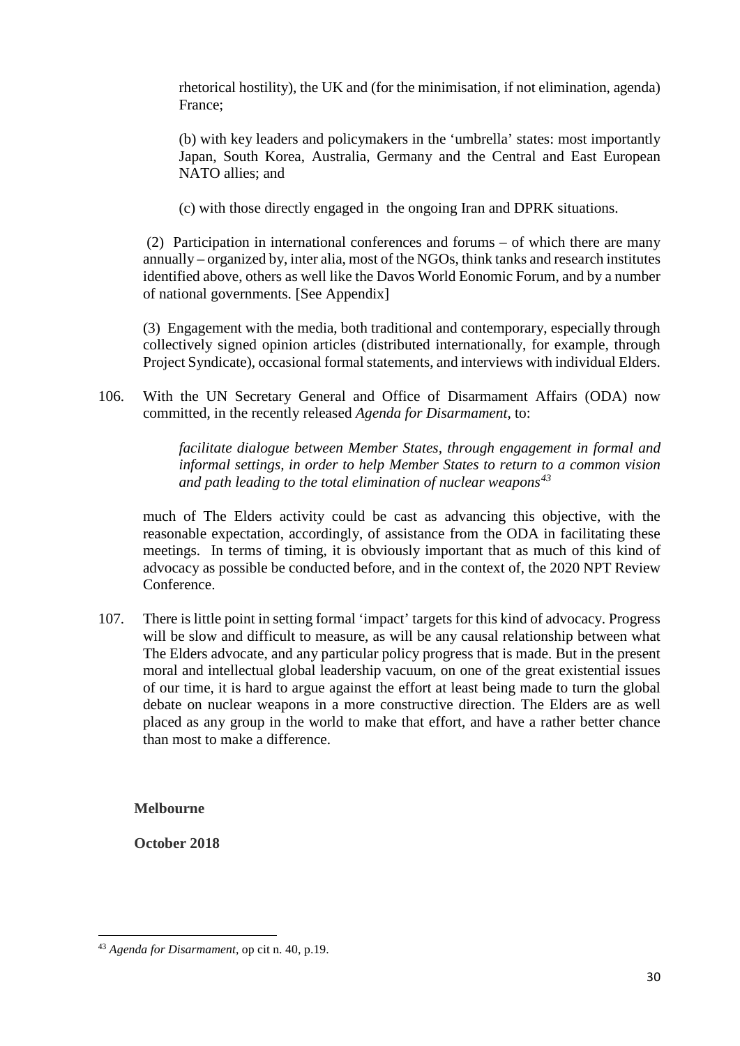rhetorical hostility), the UK and (for the minimisation, if not elimination, agenda) France;

(b) with key leaders and policymakers in the 'umbrella' states: most importantly Japan, South Korea, Australia, Germany and the Central and East European NATO allies; and

(c) with those directly engaged in the ongoing Iran and DPRK situations.

(2) Participation in international conferences and forums – of which there are many annually – organized by, inter alia, most of the NGOs, think tanks and research institutes identified above, others as well like the Davos World Eonomic Forum, and by a number of national governments. [See Appendix]

(3) Engagement with the media, both traditional and contemporary, especially through collectively signed opinion articles (distributed internationally, for example, through Project Syndicate), occasional formal statements, and interviews with individual Elders.

106. With the UN Secretary General and Office of Disarmament Affairs (ODA) now committed, in the recently released *Agenda for Disarmament*, to:

> *facilitate dialogue between Member States, through engagement in formal and informal settings, in order to help Member States to return to a common vision and path leading to the total elimination of nuclear weapons*[43]

much of The Elders activity could be cast as advancing this objective, with the reasonable expectation, accordingly, of assistance from the ODA in facilitating these meetings. In terms of timing, it is obviously important that as much of this kind of advocacy as possible be conducted before, and in the context of, the 2020 NPT Review Conference.

107. There is little point in setting formal 'impact' targets for this kind of advocacy. Progress will be slow and difficult to measure, as will be any causal relationship between what The Elders advocate, and any particular policy progress that is made. But in the present moral and intellectual global leadership vacuum, on one of the great existential issues of our time, it is hard to argue against the effort at least being made to turn the global debate on nuclear weapons in a more constructive direction. The Elders are as well placed as any group in the world to make that effort, and have a rather better chance than most to make a difference.

**Melbourne**

**October 2018**

---

[43] *Agenda for Disarmament*, op cit n. 40, p.19.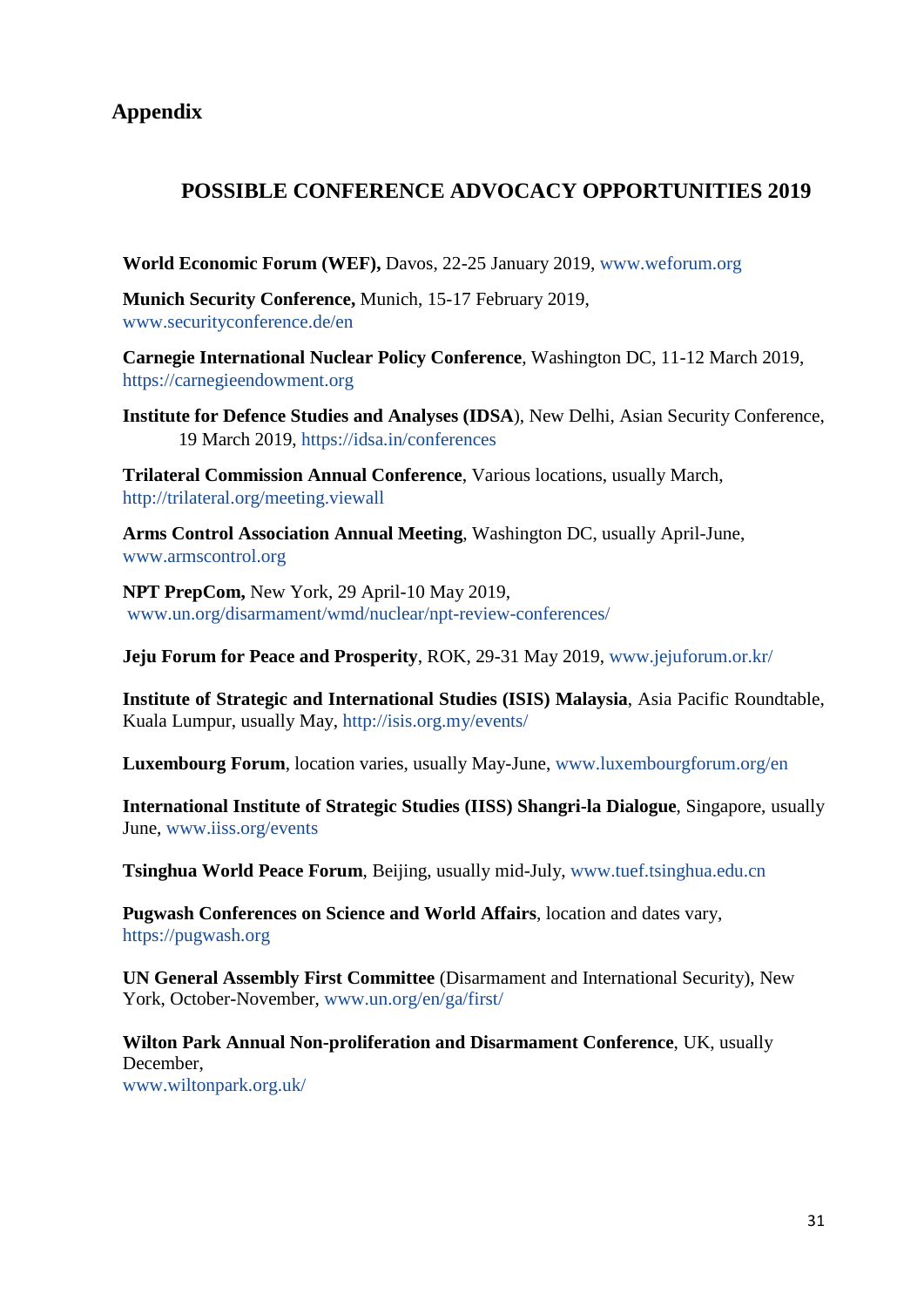## Appendix

### POSSIBLE CONFERENCE ADVOCACY OPPORTUNITIES 2019

**World Economic Forum (WEF),** Davos, 22-25 January 2019, www.weforum.org

**Munich Security Conference,** Munich, 15-17 February 2019, www.securityconference.de/en

**Carnegie International Nuclear Policy Conference**, Washington DC, 11-12 March 2019, https://carnegieendowment.org

**Institute for Defence Studies and Analyses (IDSA**), New Delhi, Asian Security Conference, 19 March 2019, https://idsa.in/conferences

**Trilateral Commission Annual Conference**, Various locations, usually March, http://trilateral.org/meeting.viewall

**Arms Control Association Annual Meeting**, Washington DC, usually April-June, www.armscontrol.org

**NPT PrepCom,** New York, 29 April-10 May 2019, www.un.org/disarmament/wmd/nuclear/npt-review-conferences/

**Jeju Forum for Peace and Prosperity**, ROK, 29-31 May 2019, www.jejuforum.or.kr/

**Institute of Strategic and International Studies (ISIS) Malaysia**, Asia Pacific Roundtable, Kuala Lumpur, usually May, http://isis.org.my/events/

**Luxembourg Forum**, location varies, usually May-June, www.luxembourgforum.org/en

**International Institute of Strategic Studies (IISS) Shangri-la Dialogue**, Singapore, usually June, www.iiss.org/events

**Tsinghua World Peace Forum**, Beijing, usually mid-July, www.tuef.tsinghua.edu.cn

**Pugwash Conferences on Science and World Affairs**, location and dates vary, https://pugwash.org

**UN General Assembly First Committee** (Disarmament and International Security), New York, October-November, www.un.org/en/ga/first/

**Wilton Park Annual Non-proliferation and Disarmament Conference**, UK, usually December, www.wiltonpark.org.uk/